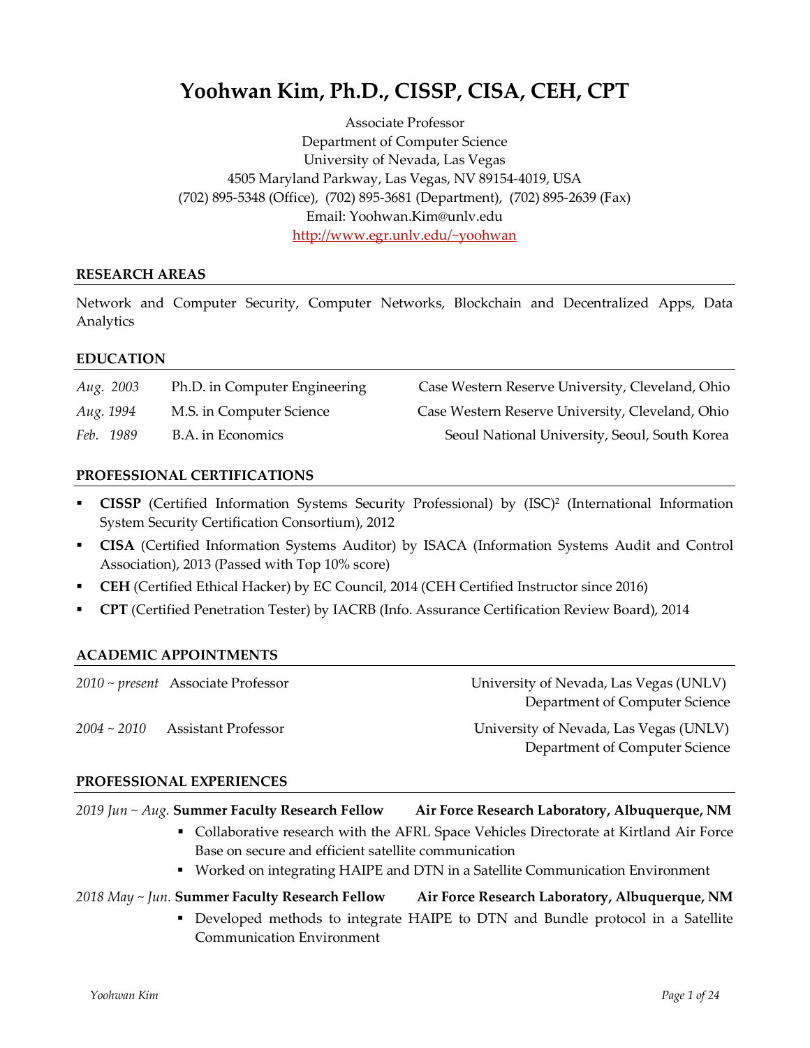# Yoohwan Kim, Ph.D., CISSP, CISA, CEH, CPT

Associate Professor
Department of Computer Science
University of Nevada, Las Vegas
4505 Maryland Parkway, Las Vegas, NV 89154-4019, USA
(702) 895-5348 (Office), (702) 895-3681 (Department), (702) 895-2639 (Fax)
Email: Yoohwan.Kim@unlv.edu
http://www.egr.unlv.edu/~yoohwan

## RESEARCH AREAS

Network and Computer Security, Computer Networks, Blockchain and Decentralized Apps, Data Analytics

## EDUCATION

| | | |
|---|---|---|
| *Aug. 2003* | Ph.D. in Computer Engineering | Case Western Reserve University, Cleveland, Ohio |
| *Aug. 1994* | M.S. in Computer Science | Case Western Reserve University, Cleveland, Ohio |
| *Feb. 1989* | B.A. in Economics | Seoul National University, Seoul, South Korea |

## PROFESSIONAL CERTIFICATIONS

- **CISSP** (Certified Information Systems Security Professional) by (ISC)$^2$ (International Information System Security Certification Consortium), 2012
- **CISA** (Certified Information Systems Auditor) by ISACA (Information Systems Audit and Control Association), 2013 (Passed with Top 10% score)
- **CEH** (Certified Ethical Hacker) by EC Council, 2014 (CEH Certified Instructor since 2016)
- **CPT** (Certified Penetration Tester) by IACRB (Info. Assurance Certification Review Board), 2014

## ACADEMIC APPOINTMENTS

| | | |
|---|---|---|
| *2010 ~ present* | Associate Professor | University of Nevada, Las Vegas (UNLV) Department of Computer Science |
| *2004 ~ 2010* | Assistant Professor | University of Nevada, Las Vegas (UNLV) Department of Computer Science |

## PROFESSIONAL EXPERIENCES

*2019 Jun ~ Aug.* **Summer Faculty Research Fellow** — **Air Force Research Laboratory, Albuquerque, NM**

- Collaborative research with the AFRL Space Vehicles Directorate at Kirtland Air Force Base on secure and efficient satellite communication
- Worked on integrating HAIPE and DTN in a Satellite Communication Environment

*2018 May ~ Jun.* **Summer Faculty Research Fellow** — **Air Force Research Laboratory, Albuquerque, NM**

- Developed methods to integrate HAIPE to DTN and Bundle protocol in a Satellite Communication Environment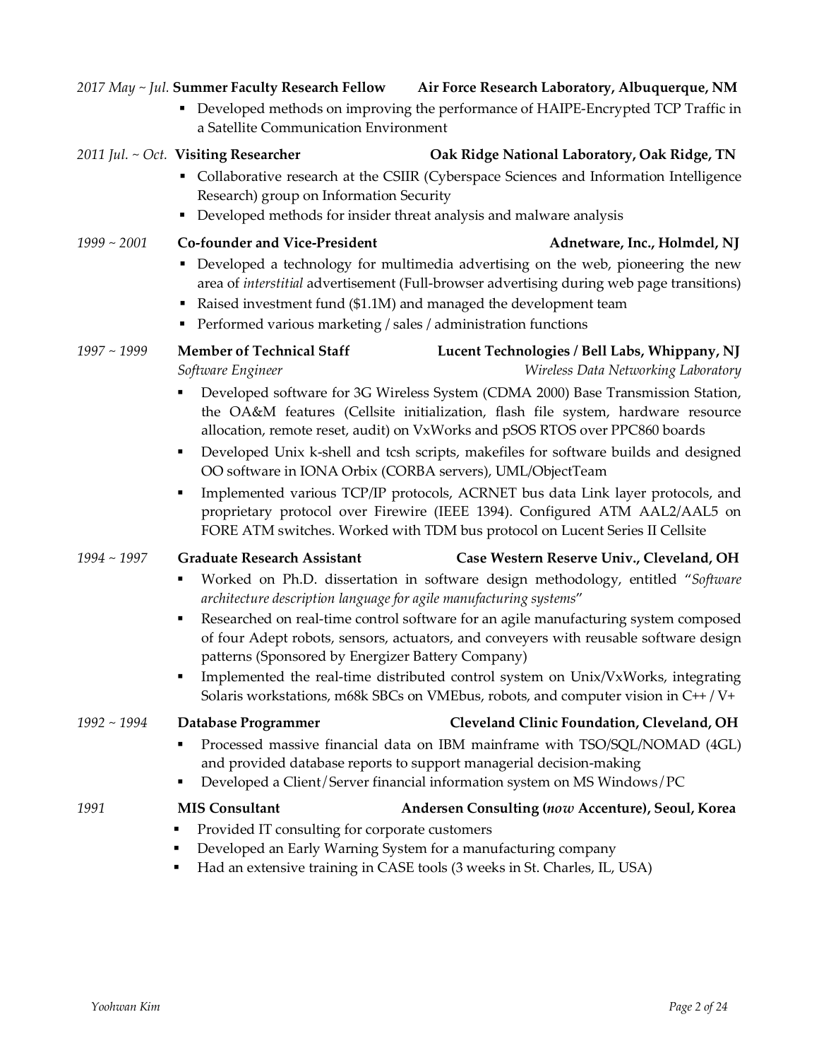*2017 May ~ Jul.* **Summer Faculty Research Fellow** **Air Force Research Laboratory, Albuquerque, NM**

- Developed methods on improving the performance of HAIPE-Encrypted TCP Traffic in a Satellite Communication Environment

*2011 Jul. ~ Oct.* **Visiting Researcher** **Oak Ridge National Laboratory, Oak Ridge, TN**

- Collaborative research at the CSIIR (Cyberspace Sciences and Information Intelligence Research) group on Information Security
- Developed methods for insider threat analysis and malware analysis

*1999 ~ 2001* **Co-founder and Vice-President** **Adnetware, Inc., Holmdel, NJ**

- Developed a technology for multimedia advertising on the web, pioneering the new area of *interstitial* advertisement (Full-browser advertising during web page transitions)
- Raised investment fund ($1.1M) and managed the development team
- Performed various marketing / sales / administration functions

*1997 ~ 1999* **Member of Technical Staff** **Lucent Technologies / Bell Labs, Whippany, NJ**

*Software Engineer* *Wireless Data Networking Laboratory*

- Developed software for 3G Wireless System (CDMA 2000) Base Transmission Station, the OA&M features (Cellsite initialization, flash file system, hardware resource allocation, remote reset, audit) on VxWorks and pSOS RTOS over PPC860 boards
- Developed Unix k-shell and tcsh scripts, makefiles for software builds and designed OO software in IONA Orbix (CORBA servers), UML/ObjectTeam
- Implemented various TCP/IP protocols, ACRNET bus data Link layer protocols, and proprietary protocol over Firewire (IEEE 1394). Configured ATM AAL2/AAL5 on FORE ATM switches. Worked with TDM bus protocol on Lucent Series II Cellsite

*1994 ~ 1997* **Graduate Research Assistant** **Case Western Reserve Univ., Cleveland, OH**

- Worked on Ph.D. dissertation in software design methodology, entitled "*Software architecture description language for agile manufacturing systems*"
- Researched on real-time control software for an agile manufacturing system composed of four Adept robots, sensors, actuators, and conveyers with reusable software design patterns (Sponsored by Energizer Battery Company)
- Implemented the real-time distributed control system on Unix/VxWorks, integrating Solaris workstations, m68k SBCs on VMEbus, robots, and computer vision in C++ / V+

*1992 ~ 1994* **Database Programmer** **Cleveland Clinic Foundation, Cleveland, OH**

- Processed massive financial data on IBM mainframe with TSO/SQL/NOMAD (4GL) and provided database reports to support managerial decision-making
- Developed a Client/Server financial information system on MS Windows/PC

*1991* **MIS Consultant** **Andersen Consulting (*now* Accenture), Seoul, Korea**

- Provided IT consulting for corporate customers
- Developed an Early Warning System for a manufacturing company
- Had an extensive training in CASE tools (3 weeks in St. Charles, IL, USA)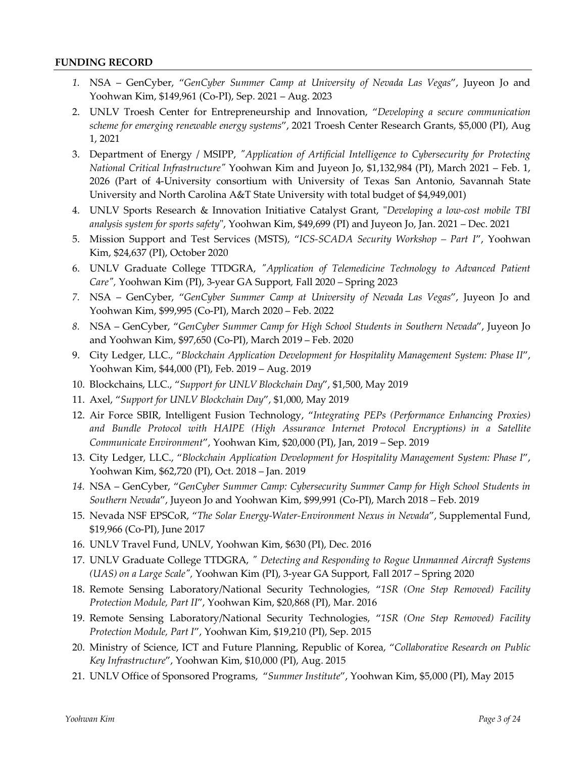**FUNDING RECORD**

1. NSA – GenCyber, "*GenCyber Summer Camp at University of Nevada Las Vegas*", Juyeon Jo and Yoohwan Kim, $149,961 (Co-PI), Sep. 2021 – Aug. 2023
2. UNLV Troesh Center for Entrepreneurship and Innovation, "*Developing a secure communication scheme for emerging renewable energy systems*", 2021 Troesh Center Research Grants, $5,000 (PI), Aug 1, 2021
3. Department of Energy / MSIPP, "*Application of Artificial Intelligence to Cybersecurity for Protecting National Critical Infrastructure*" Yoohwan Kim and Juyeon Jo, $1,132,984 (PI), March 2021 – Feb. 1, 2026 (Part of 4-University consortium with University of Texas San Antonio, Savannah State University and North Carolina A&T State University with total budget of $4,949,001)
4. UNLV Sports Research & Innovation Initiative Catalyst Grant, "*Developing a low-cost mobile TBI analysis system for sports safety*", Yoohwan Kim, $49,699 (PI) and Juyeon Jo, Jan. 2021 – Dec. 2021
5. Mission Support and Test Services (MSTS), "*ICS-SCADA Security Workshop – Part I*", Yoohwan Kim, $24,637 (PI), October 2020
6. UNLV Graduate College TTDGRA, "*Application of Telemedicine Technology to Advanced Patient Care*", Yoohwan Kim (PI), 3-year GA Support, Fall 2020 – Spring 2023
7. NSA – GenCyber, "*GenCyber Summer Camp at University of Nevada Las Vegas*", Juyeon Jo and Yoohwan Kim, $99,995 (Co-PI), March 2020 – Feb. 2022
8. NSA – GenCyber, "*GenCyber Summer Camp for High School Students in Southern Nevada*", Juyeon Jo and Yoohwan Kim, $97,650 (Co-PI), March 2019 – Feb. 2020
9. City Ledger, LLC., "*Blockchain Application Development for Hospitality Management System: Phase II*", Yoohwan Kim, $44,000 (PI), Feb. 2019 – Aug. 2019
10. Blockchains, LLC., "*Support for UNLV Blockchain Day*", $1,500, May 2019
11. Axel, "*Support for UNLV Blockchain Day*", $1,000, May 2019
12. Air Force SBIR, Intelligent Fusion Technology, "*Integrating PEPs (Performance Enhancing Proxies) and Bundle Protocol with HAIPE (High Assurance Internet Protocol Encryptions) in a Satellite Communicate Environment*", Yoohwan Kim, $20,000 (PI), Jan, 2019 – Sep. 2019
13. City Ledger, LLC., "*Blockchain Application Development for Hospitality Management System: Phase I*", Yoohwan Kim, $62,720 (PI), Oct. 2018 – Jan. 2019
14. NSA – GenCyber, "*GenCyber Summer Camp: Cybersecurity Summer Camp for High School Students in Southern Nevada*", Juyeon Jo and Yoohwan Kim, $99,991 (Co-PI), March 2018 – Feb. 2019
15. Nevada NSF EPSCoR, "*The Solar Energy-Water-Environment Nexus in Nevada*", Supplemental Fund, $19,966 (Co-PI), June 2017
16. UNLV Travel Fund, UNLV, Yoohwan Kim, $630 (PI), Dec. 2016
17. UNLV Graduate College TTDGRA, "*Detecting and Responding to Rogue Unmanned Aircraft Systems (UAS) on a Large Scale*", Yoohwan Kim (PI), 3-year GA Support, Fall 2017 – Spring 2020
18. Remote Sensing Laboratory/National Security Technologies, "*1SR (One Step Removed) Facility Protection Module, Part II*", Yoohwan Kim, $20,868 (PI), Mar. 2016
19. Remote Sensing Laboratory/National Security Technologies, "*1SR (One Step Removed) Facility Protection Module, Part I*", Yoohwan Kim, $19,210 (PI), Sep. 2015
20. Ministry of Science, ICT and Future Planning, Republic of Korea, "*Collaborative Research on Public Key Infrastructure*", Yoohwan Kim, $10,000 (PI), Aug. 2015
21. UNLV Office of Sponsored Programs, "*Summer Institute*", Yoohwan Kim, $5,000 (PI), May 2015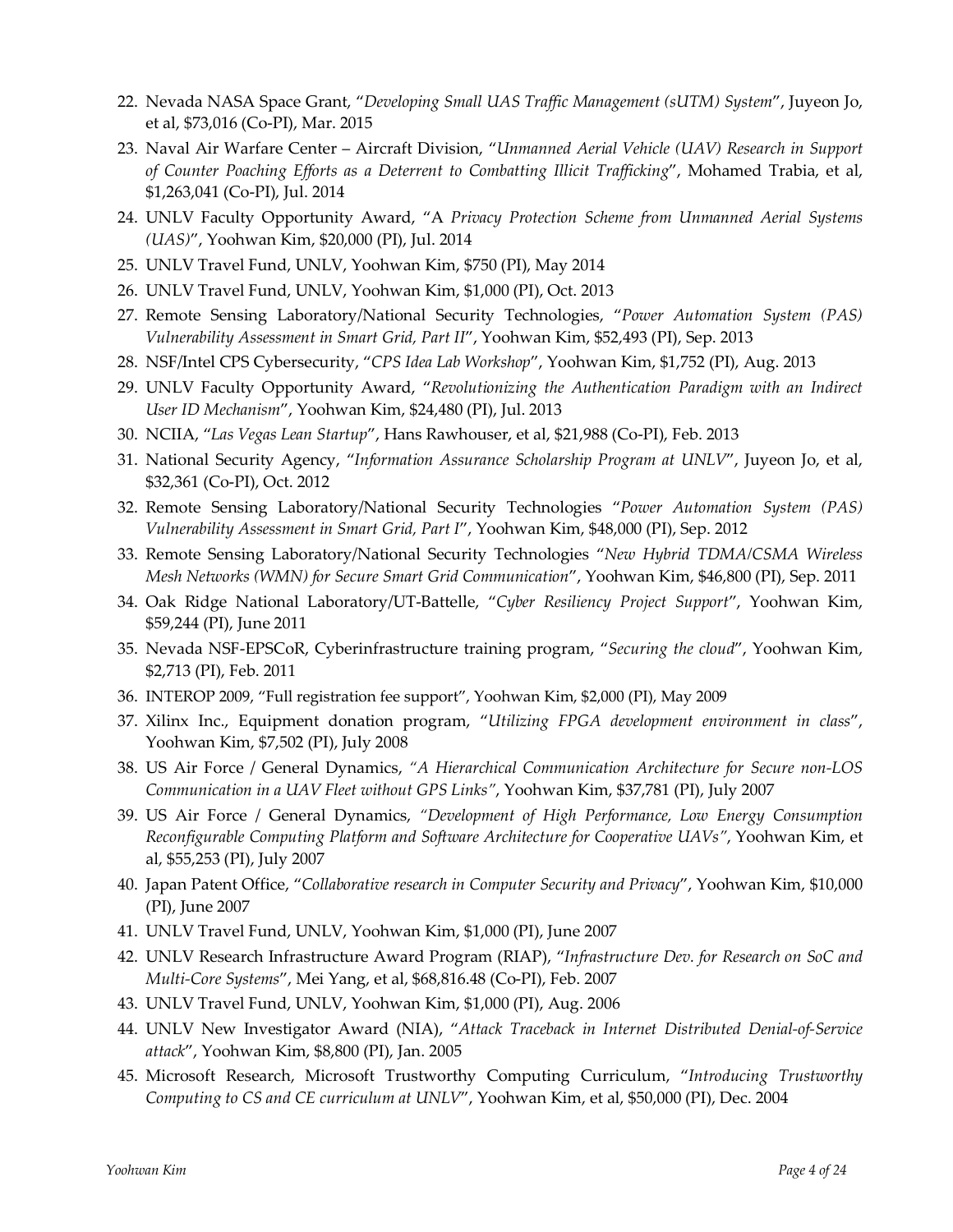22. Nevada NASA Space Grant, "*Developing Small UAS Traffic Management (sUTM) System*", Juyeon Jo, et al, $73,016 (Co-PI), Mar. 2015
23. Naval Air Warfare Center – Aircraft Division, "*Unmanned Aerial Vehicle (UAV) Research in Support of Counter Poaching Efforts as a Deterrent to Combatting Illicit Trafficking*", Mohamed Trabia, et al, $1,263,041 (Co-PI), Jul. 2014
24. UNLV Faculty Opportunity Award, "A *Privacy Protection Scheme from Unmanned Aerial Systems (UAS)*", Yoohwan Kim, $20,000 (PI), Jul. 2014
25. UNLV Travel Fund, UNLV, Yoohwan Kim, $750 (PI), May 2014
26. UNLV Travel Fund, UNLV, Yoohwan Kim, $1,000 (PI), Oct. 2013
27. Remote Sensing Laboratory/National Security Technologies, "*Power Automation System (PAS) Vulnerability Assessment in Smart Grid, Part II*", Yoohwan Kim, $52,493 (PI), Sep. 2013
28. NSF/Intel CPS Cybersecurity, "*CPS Idea Lab Workshop*", Yoohwan Kim, $1,752 (PI), Aug. 2013
29. UNLV Faculty Opportunity Award, "*Revolutionizing the Authentication Paradigm with an Indirect User ID Mechanism*", Yoohwan Kim, $24,480 (PI), Jul. 2013
30. NCIIA, "*Las Vegas Lean Startup*", Hans Rawhouser, et al, $21,988 (Co-PI), Feb. 2013
31. National Security Agency, "*Information Assurance Scholarship Program at UNLV*", Juyeon Jo, et al, $32,361 (Co-PI), Oct. 2012
32. Remote Sensing Laboratory/National Security Technologies "*Power Automation System (PAS) Vulnerability Assessment in Smart Grid, Part I*", Yoohwan Kim, $48,000 (PI), Sep. 2012
33. Remote Sensing Laboratory/National Security Technologies "*New Hybrid TDMA/CSMA Wireless Mesh Networks (WMN) for Secure Smart Grid Communication*", Yoohwan Kim, $46,800 (PI), Sep. 2011
34. Oak Ridge National Laboratory/UT-Battelle, "*Cyber Resiliency Project Support*", Yoohwan Kim, $59,244 (PI), June 2011
35. Nevada NSF-EPSCoR, Cyberinfrastructure training program, "*Securing the cloud*", Yoohwan Kim, $2,713 (PI), Feb. 2011
36. INTEROP 2009, "Full registration fee support", Yoohwan Kim, $2,000 (PI), May 2009
37. Xilinx Inc., Equipment donation program, "*Utilizing FPGA development environment in class*", Yoohwan Kim, $7,502 (PI), July 2008
38. US Air Force / General Dynamics, *"A Hierarchical Communication Architecture for Secure non-LOS Communication in a UAV Fleet without GPS Links"*, Yoohwan Kim, $37,781 (PI), July 2007
39. US Air Force / General Dynamics, *"Development of High Performance, Low Energy Consumption Reconfigurable Computing Platform and Software Architecture for Cooperative UAVs"*, Yoohwan Kim, et al, $55,253 (PI), July 2007
40. Japan Patent Office, "*Collaborative research in Computer Security and Privacy*", Yoohwan Kim, $10,000 (PI), June 2007
41. UNLV Travel Fund, UNLV, Yoohwan Kim, $1,000 (PI), June 2007
42. UNLV Research Infrastructure Award Program (RIAP), "*Infrastructure Dev. for Research on SoC and Multi-Core Systems*", Mei Yang, et al, $68,816.48 (Co-PI), Feb. 2007
43. UNLV Travel Fund, UNLV, Yoohwan Kim, $1,000 (PI), Aug. 2006
44. UNLV New Investigator Award (NIA), "*Attack Traceback in Internet Distributed Denial-of-Service attack*", Yoohwan Kim, $8,800 (PI), Jan. 2005
45. Microsoft Research, Microsoft Trustworthy Computing Curriculum, "*Introducing Trustworthy Computing to CS and CE curriculum at UNLV*", Yoohwan Kim, et al, $50,000 (PI), Dec. 2004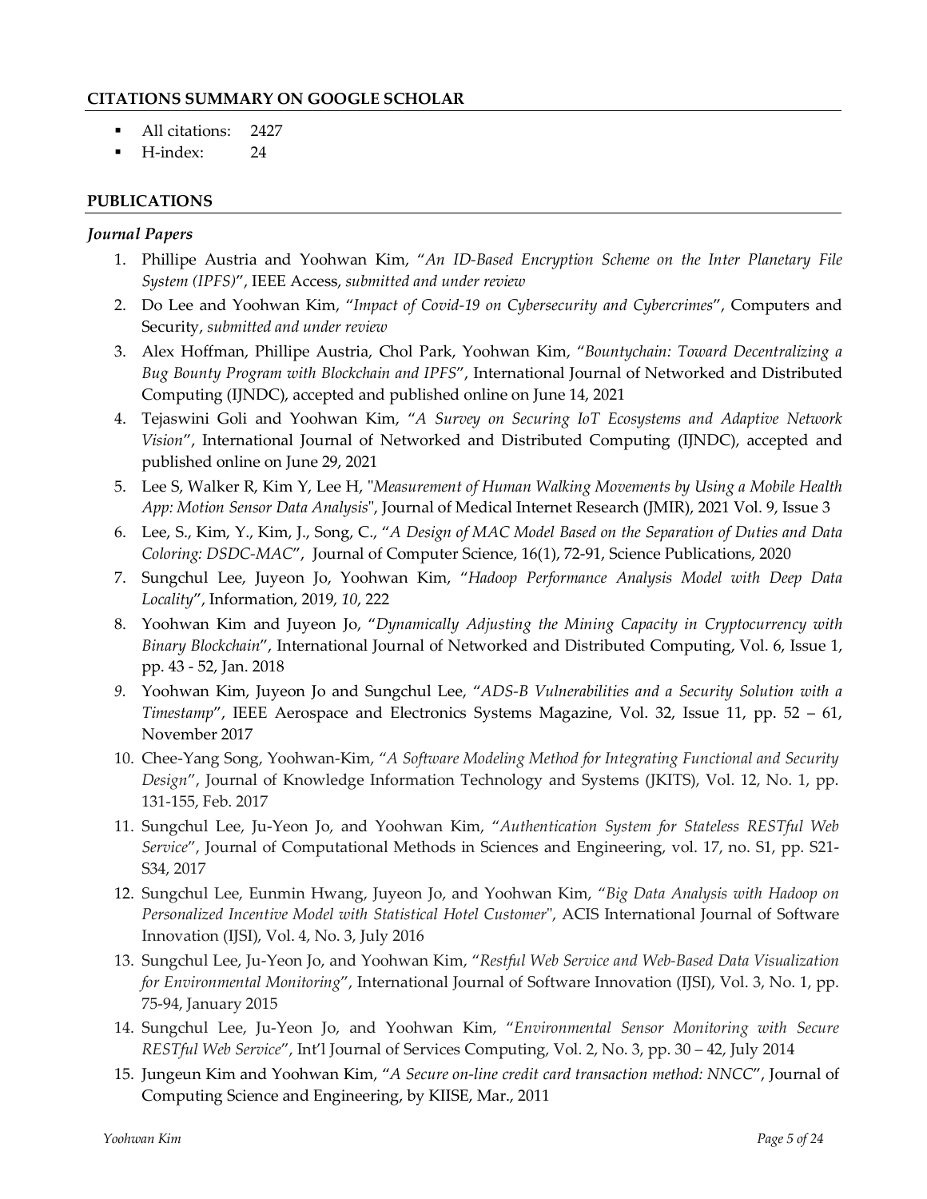## CITATIONS SUMMARY ON GOOGLE SCHOLAR

- All citations: 2427
- H-index: 24

## PUBLICATIONS

### *Journal Papers*

1. Phillipe Austria and Yoohwan Kim, "*An ID-Based Encryption Scheme on the Inter Planetary File System (IPFS)*", IEEE Access, *submitted and under review*
2. Do Lee and Yoohwan Kim, "*Impact of Covid-19 on Cybersecurity and Cybercrimes*", Computers and Security, *submitted and under review*
3. Alex Hoffman, Phillipe Austria, Chol Park, Yoohwan Kim, "*Bountychain: Toward Decentralizing a Bug Bounty Program with Blockchain and IPFS*", International Journal of Networked and Distributed Computing (IJNDC), accepted and published online on June 14, 2021
4. Tejaswini Goli and Yoohwan Kim, "*A Survey on Securing IoT Ecosystems and Adaptive Network Vision*", International Journal of Networked and Distributed Computing (IJNDC), accepted and published online on June 29, 2021
5. Lee S, Walker R, Kim Y, Lee H, "*Measurement of Human Walking Movements by Using a Mobile Health App: Motion Sensor Data Analysis*", Journal of Medical Internet Research (JMIR), 2021 Vol. 9, Issue 3
6. Lee, S., Kim, Y., Kim, J., Song, C., "*A Design of MAC Model Based on the Separation of Duties and Data Coloring: DSDC-MAC*", Journal of Computer Science, 16(1), 72-91, Science Publications, 2020
7. Sungchul Lee, Juyeon Jo, Yoohwan Kim, "*Hadoop Performance Analysis Model with Deep Data Locality*", Information, 2019, *10*, 222
8. Yoohwan Kim and Juyeon Jo, "*Dynamically Adjusting the Mining Capacity in Cryptocurrency with Binary Blockchain*", International Journal of Networked and Distributed Computing, Vol. 6, Issue 1, pp. 43 - 52, Jan. 2018
9. Yoohwan Kim, Juyeon Jo and Sungchul Lee, "*ADS-B Vulnerabilities and a Security Solution with a Timestamp*", IEEE Aerospace and Electronics Systems Magazine, Vol. 32, Issue 11, pp. 52 – 61, November 2017
10. Chee-Yang Song, Yoohwan-Kim, "*A Software Modeling Method for Integrating Functional and Security Design*", Journal of Knowledge Information Technology and Systems (JKITS), Vol. 12, No. 1, pp. 131-155, Feb. 2017
11. Sungchul Lee, Ju-Yeon Jo, and Yoohwan Kim, "*Authentication System for Stateless RESTful Web Service*", Journal of Computational Methods in Sciences and Engineering, vol. 17, no. S1, pp. S21-S34, 2017
12. Sungchul Lee, Eunmin Hwang, Juyeon Jo, and Yoohwan Kim, "*Big Data Analysis with Hadoop on Personalized Incentive Model with Statistical Hotel Customer*", ACIS International Journal of Software Innovation (IJSI), Vol. 4, No. 3, July 2016
13. Sungchul Lee, Ju-Yeon Jo, and Yoohwan Kim, "*Restful Web Service and Web-Based Data Visualization for Environmental Monitoring*", International Journal of Software Innovation (IJSI), Vol. 3, No. 1, pp. 75-94, January 2015
14. Sungchul Lee, Ju-Yeon Jo, and Yoohwan Kim, "*Environmental Sensor Monitoring with Secure RESTful Web Service*", Int'l Journal of Services Computing, Vol. 2, No. 3, pp. 30 – 42, July 2014
15. Jungeun Kim and Yoohwan Kim, "*A Secure on-line credit card transaction method: NNCC*", Journal of Computing Science and Engineering, by KIISE, Mar., 2011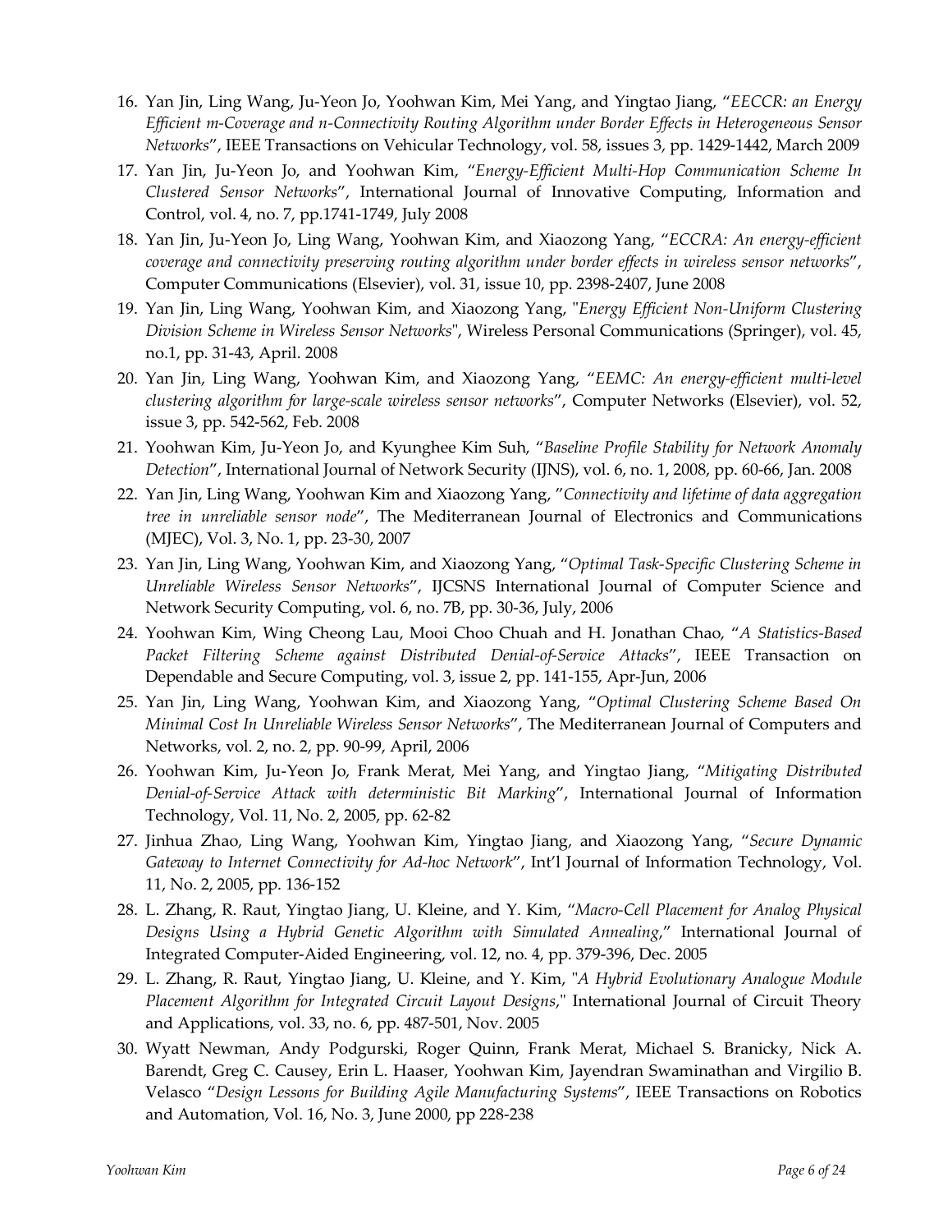16. Yan Jin, Ling Wang, Ju-Yeon Jo, Yoohwan Kim, Mei Yang, and Yingtao Jiang, "*EECCR: an Energy Efficient m-Coverage and n-Connectivity Routing Algorithm under Border Effects in Heterogeneous Sensor Networks*", IEEE Transactions on Vehicular Technology, vol. 58, issues 3, pp. 1429-1442, March 2009
17. Yan Jin, Ju-Yeon Jo, and Yoohwan Kim, "*Energy-Efficient Multi-Hop Communication Scheme In Clustered Sensor Networks*", International Journal of Innovative Computing, Information and Control, vol. 4, no. 7, pp.1741-1749, July 2008
18. Yan Jin, Ju-Yeon Jo, Ling Wang, Yoohwan Kim, and Xiaozong Yang, "*ECCRA: An energy-efficient coverage and connectivity preserving routing algorithm under border effects in wireless sensor networks*", Computer Communications (Elsevier), vol. 31, issue 10, pp. 2398-2407, June 2008
19. Yan Jin, Ling Wang, Yoohwan Kim, and Xiaozong Yang, "*Energy Efficient Non-Uniform Clustering Division Scheme in Wireless Sensor Networks*", Wireless Personal Communications (Springer), vol. 45, no.1, pp. 31-43, April. 2008
20. Yan Jin, Ling Wang, Yoohwan Kim, and Xiaozong Yang, "*EEMC: An energy-efficient multi-level clustering algorithm for large-scale wireless sensor networks*", Computer Networks (Elsevier), vol. 52, issue 3, pp. 542-562, Feb. 2008
21. Yoohwan Kim, Ju-Yeon Jo, and Kyunghee Kim Suh, "*Baseline Profile Stability for Network Anomaly Detection*", International Journal of Network Security (IJNS), vol. 6, no. 1, 2008, pp. 60-66, Jan. 2008
22. Yan Jin, Ling Wang, Yoohwan Kim and Xiaozong Yang, "*Connectivity and lifetime of data aggregation tree in unreliable sensor node*", The Mediterranean Journal of Electronics and Communications (MJEC), Vol. 3, No. 1, pp. 23-30, 2007
23. Yan Jin, Ling Wang, Yoohwan Kim, and Xiaozong Yang, "*Optimal Task-Specific Clustering Scheme in Unreliable Wireless Sensor Networks*", IJCSNS International Journal of Computer Science and Network Security Computing, vol. 6, no. 7B, pp. 30-36, July, 2006
24. Yoohwan Kim, Wing Cheong Lau, Mooi Choo Chuah and H. Jonathan Chao, "*A Statistics-Based Packet Filtering Scheme against Distributed Denial-of-Service Attacks*", IEEE Transaction on Dependable and Secure Computing, vol. 3, issue 2, pp. 141-155, Apr-Jun, 2006
25. Yan Jin, Ling Wang, Yoohwan Kim, and Xiaozong Yang, "*Optimal Clustering Scheme Based On Minimal Cost In Unreliable Wireless Sensor Networks*", The Mediterranean Journal of Computers and Networks, vol. 2, no. 2, pp. 90-99, April, 2006
26. Yoohwan Kim, Ju-Yeon Jo, Frank Merat, Mei Yang, and Yingtao Jiang, "*Mitigating Distributed Denial-of-Service Attack with deterministic Bit Marking*", International Journal of Information Technology, Vol. 11, No. 2, 2005, pp. 62-82
27. Jinhua Zhao, Ling Wang, Yoohwan Kim, Yingtao Jiang, and Xiaozong Yang, "*Secure Dynamic Gateway to Internet Connectivity for Ad-hoc Network*", Int'l Journal of Information Technology, Vol. 11, No. 2, 2005, pp. 136-152
28. L. Zhang, R. Raut, Yingtao Jiang, U. Kleine, and Y. Kim, "*Macro-Cell Placement for Analog Physical Designs Using a Hybrid Genetic Algorithm with Simulated Annealing*," International Journal of Integrated Computer-Aided Engineering, vol. 12, no. 4, pp. 379-396, Dec. 2005
29. L. Zhang, R. Raut, Yingtao Jiang, U. Kleine, and Y. Kim, "*A Hybrid Evolutionary Analogue Module Placement Algorithm for Integrated Circuit Layout Designs*," International Journal of Circuit Theory and Applications, vol. 33, no. 6, pp. 487-501, Nov. 2005
30. Wyatt Newman, Andy Podgurski, Roger Quinn, Frank Merat, Michael S. Branicky, Nick A. Barendt, Greg C. Causey, Erin L. Haaser, Yoohwan Kim, Jayendran Swaminathan and Virgilio B. Velasco "*Design Lessons for Building Agile Manufacturing Systems*", IEEE Transactions on Robotics and Automation, Vol. 16, No. 3, June 2000, pp 228-238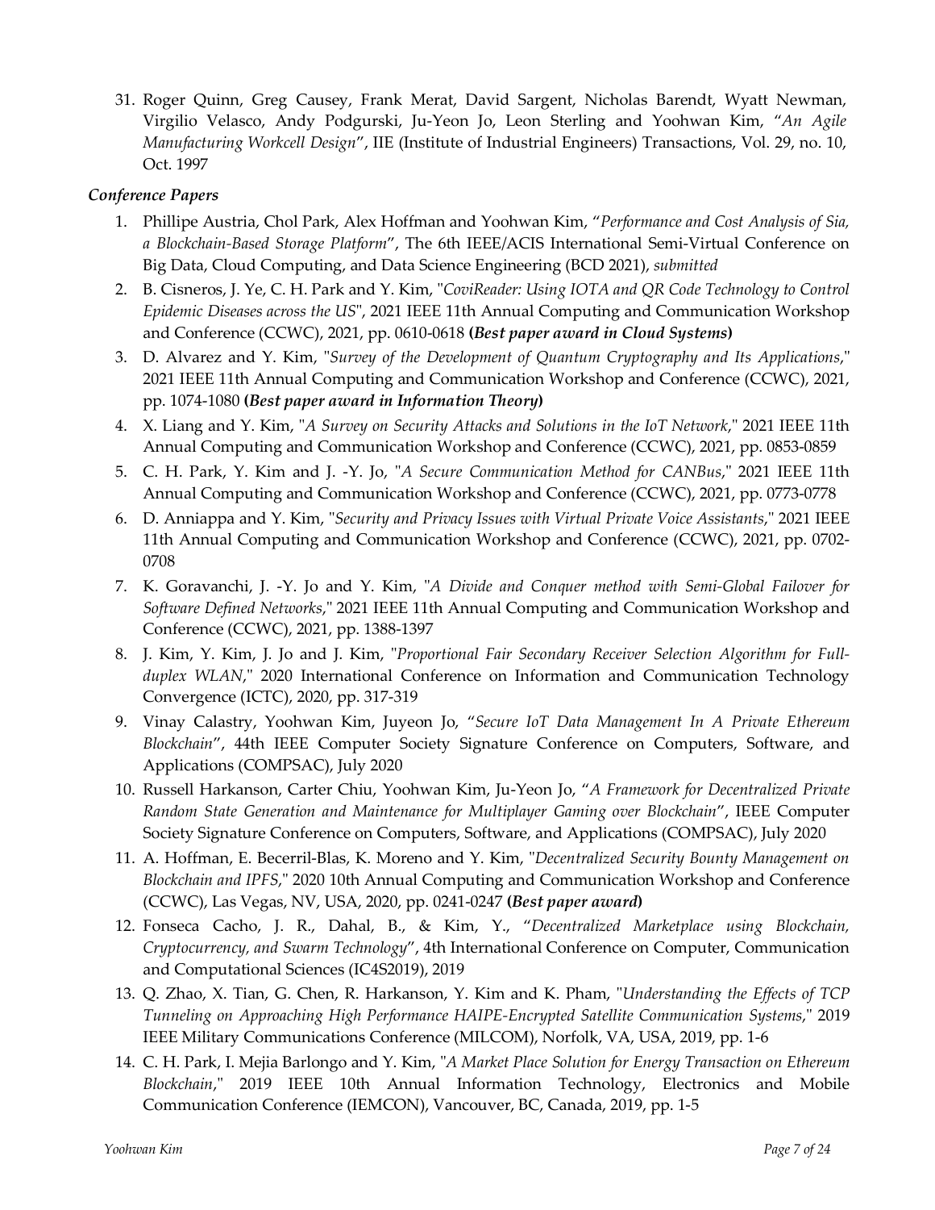31. Roger Quinn, Greg Causey, Frank Merat, David Sargent, Nicholas Barendt, Wyatt Newman, Virgilio Velasco, Andy Podgurski, Ju-Yeon Jo, Leon Sterling and Yoohwan Kim, "*An Agile Manufacturing Workcell Design*", IIE (Institute of Industrial Engineers) Transactions, Vol. 29, no. 10, Oct. 1997

### *Conference Papers*

1. Phillipe Austria, Chol Park, Alex Hoffman and Yoohwan Kim, "*Performance and Cost Analysis of Sia, a Blockchain-Based Storage Platform*", The 6th IEEE/ACIS International Semi-Virtual Conference on Big Data, Cloud Computing, and Data Science Engineering (BCD 2021), *submitted*
2. B. Cisneros, J. Ye, C. H. Park and Y. Kim, "*CoviReader: Using IOTA and QR Code Technology to Control Epidemic Diseases across the US*", 2021 IEEE 11th Annual Computing and Communication Workshop and Conference (CCWC), 2021, pp. 0610-0618 **(*Best paper award in Cloud Systems*)**
3. D. Alvarez and Y. Kim, "*Survey of the Development of Quantum Cryptography and Its Applications*," 2021 IEEE 11th Annual Computing and Communication Workshop and Conference (CCWC), 2021, pp. 1074-1080 **(*Best paper award in Information Theory*)**
4. X. Liang and Y. Kim, "*A Survey on Security Attacks and Solutions in the IoT Network*," 2021 IEEE 11th Annual Computing and Communication Workshop and Conference (CCWC), 2021, pp. 0853-0859
5. C. H. Park, Y. Kim and J. -Y. Jo, "*A Secure Communication Method for CANBus*," 2021 IEEE 11th Annual Computing and Communication Workshop and Conference (CCWC), 2021, pp. 0773-0778
6. D. Anniappa and Y. Kim, "*Security and Privacy Issues with Virtual Private Voice Assistants*," 2021 IEEE 11th Annual Computing and Communication Workshop and Conference (CCWC), 2021, pp. 0702-0708
7. K. Goravanchi, J. -Y. Jo and Y. Kim, "*A Divide and Conquer method with Semi-Global Failover for Software Defined Networks*," 2021 IEEE 11th Annual Computing and Communication Workshop and Conference (CCWC), 2021, pp. 1388-1397
8. J. Kim, Y. Kim, J. Jo and J. Kim, "*Proportional Fair Secondary Receiver Selection Algorithm for Full-duplex WLAN*," 2020 International Conference on Information and Communication Technology Convergence (ICTC), 2020, pp. 317-319
9. Vinay Calastry, Yoohwan Kim, Juyeon Jo, "*Secure IoT Data Management In A Private Ethereum Blockchain*", 44th IEEE Computer Society Signature Conference on Computers, Software, and Applications (COMPSAC), July 2020
10. Russell Harkanson, Carter Chiu, Yoohwan Kim, Ju-Yeon Jo, "*A Framework for Decentralized Private Random State Generation and Maintenance for Multiplayer Gaming over Blockchain*", IEEE Computer Society Signature Conference on Computers, Software, and Applications (COMPSAC), July 2020
11. A. Hoffman, E. Becerril-Blas, K. Moreno and Y. Kim, "*Decentralized Security Bounty Management on Blockchain and IPFS,*" 2020 10th Annual Computing and Communication Workshop and Conference (CCWC), Las Vegas, NV, USA, 2020, pp. 0241-0247 **(*Best paper award*)**
12. Fonseca Cacho, J. R., Dahal, B., & Kim, Y., "*Decentralized Marketplace using Blockchain, Cryptocurrency, and Swarm Technology*", 4th International Conference on Computer, Communication and Computational Sciences (IC4S2019), 2019
13. Q. Zhao, X. Tian, G. Chen, R. Harkanson, Y. Kim and K. Pham, "*Understanding the Effects of TCP Tunneling on Approaching High Performance HAIPE-Encrypted Satellite Communication Systems,*" 2019 IEEE Military Communications Conference (MILCOM), Norfolk, VA, USA, 2019, pp. 1-6
14. C. H. Park, I. Mejia Barlongo and Y. Kim, "*A Market Place Solution for Energy Transaction on Ethereum Blockchain*," 2019 IEEE 10th Annual Information Technology, Electronics and Mobile Communication Conference (IEMCON), Vancouver, BC, Canada, 2019, pp. 1-5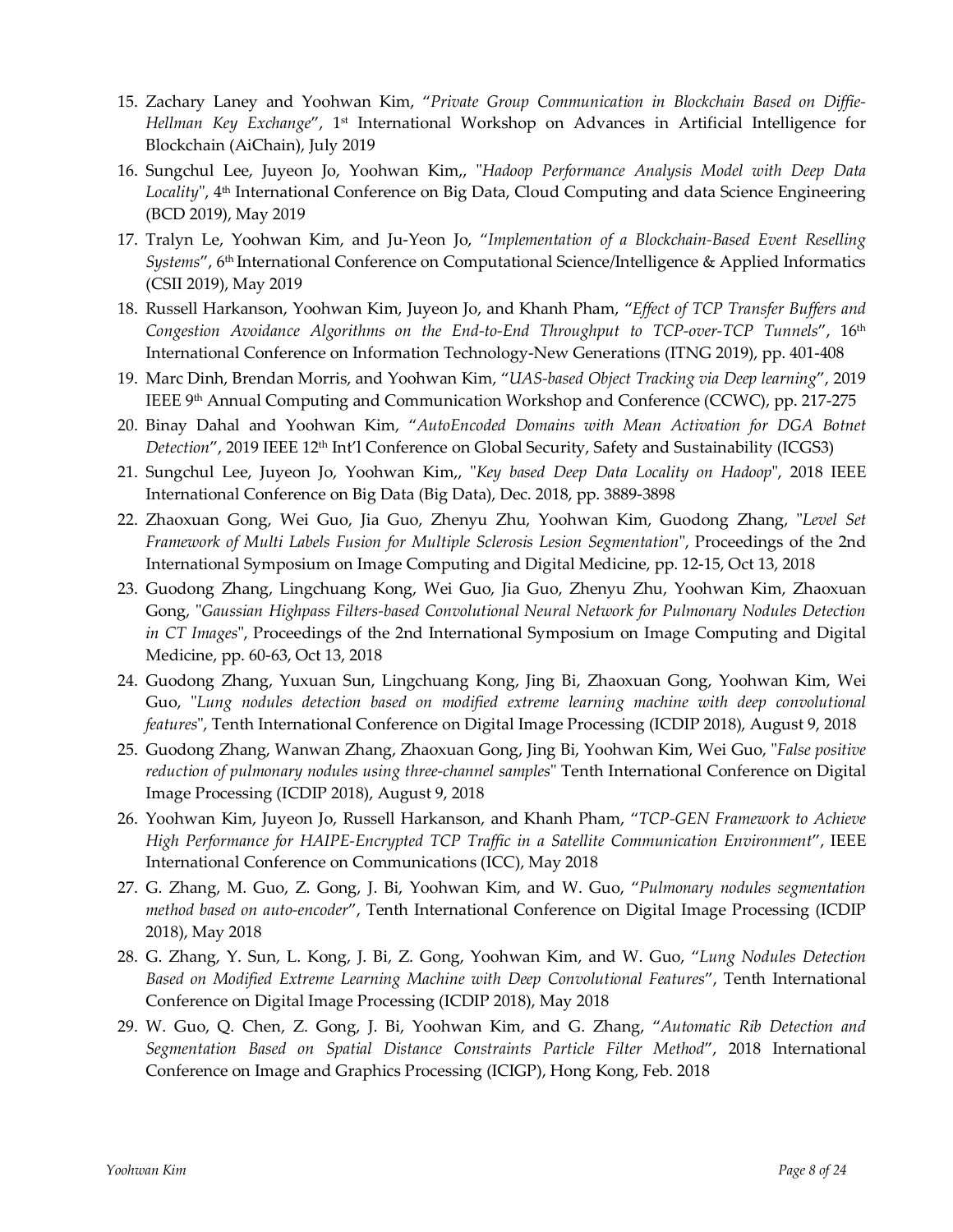15. Zachary Laney and Yoohwan Kim, "*Private Group Communication in Blockchain Based on Diffie-Hellman Key Exchange*", 1st International Workshop on Advances in Artificial Intelligence for Blockchain (AiChain), July 2019
16. Sungchul Lee, Juyeon Jo, Yoohwan Kim,, "*Hadoop Performance Analysis Model with Deep Data Locality*", 4th International Conference on Big Data, Cloud Computing and data Science Engineering (BCD 2019), May 2019
17. Tralyn Le, Yoohwan Kim, and Ju-Yeon Jo, "*Implementation of a Blockchain-Based Event Reselling Systems*", 6th International Conference on Computational Science/Intelligence & Applied Informatics (CSII 2019), May 2019
18. Russell Harkanson, Yoohwan Kim, Juyeon Jo, and Khanh Pham, "*Effect of TCP Transfer Buffers and Congestion Avoidance Algorithms on the End-to-End Throughput to TCP-over-TCP Tunnels*", 16th International Conference on Information Technology-New Generations (ITNG 2019), pp. 401-408
19. Marc Dinh, Brendan Morris, and Yoohwan Kim, "*UAS-based Object Tracking via Deep learning*", 2019 IEEE 9th Annual Computing and Communication Workshop and Conference (CCWC), pp. 217-275
20. Binay Dahal and Yoohwan Kim, "*AutoEncoded Domains with Mean Activation for DGA Botnet Detection*", 2019 IEEE 12th Int'l Conference on Global Security, Safety and Sustainability (ICGS3)
21. Sungchul Lee, Juyeon Jo, Yoohwan Kim,, "*Key based Deep Data Locality on Hadoop*", 2018 IEEE International Conference on Big Data (Big Data), Dec. 2018, pp. 3889-3898
22. Zhaoxuan Gong, Wei Guo, Jia Guo, Zhenyu Zhu, Yoohwan Kim, Guodong Zhang, "*Level Set Framework of Multi Labels Fusion for Multiple Sclerosis Lesion Segmentation*", Proceedings of the 2nd International Symposium on Image Computing and Digital Medicine, pp. 12-15, Oct 13, 2018
23. Guodong Zhang, Lingchuang Kong, Wei Guo, Jia Guo, Zhenyu Zhu, Yoohwan Kim, Zhaoxuan Gong, "*Gaussian Highpass Filters-based Convolutional Neural Network for Pulmonary Nodules Detection in CT Images*", Proceedings of the 2nd International Symposium on Image Computing and Digital Medicine, pp. 60-63, Oct 13, 2018
24. Guodong Zhang, Yuxuan Sun, Lingchuang Kong, Jing Bi, Zhaoxuan Gong, Yoohwan Kim, Wei Guo, "*Lung nodules detection based on modified extreme learning machine with deep convolutional features*", Tenth International Conference on Digital Image Processing (ICDIP 2018), August 9, 2018
25. Guodong Zhang, Wanwan Zhang, Zhaoxuan Gong, Jing Bi, Yoohwan Kim, Wei Guo, "*False positive reduction of pulmonary nodules using three-channel samples*" Tenth International Conference on Digital Image Processing (ICDIP 2018), August 9, 2018
26. Yoohwan Kim, Juyeon Jo, Russell Harkanson, and Khanh Pham, "*TCP-GEN Framework to Achieve High Performance for HAIPE-Encrypted TCP Traffic in a Satellite Communication Environment*", IEEE International Conference on Communications (ICC), May 2018
27. G. Zhang, M. Guo, Z. Gong, J. Bi, Yoohwan Kim, and W. Guo, "*Pulmonary nodules segmentation method based on auto-encoder*", Tenth International Conference on Digital Image Processing (ICDIP 2018), May 2018
28. G. Zhang, Y. Sun, L. Kong, J. Bi, Z. Gong, Yoohwan Kim, and W. Guo, "*Lung Nodules Detection Based on Modified Extreme Learning Machine with Deep Convolutional Features*", Tenth International Conference on Digital Image Processing (ICDIP 2018), May 2018
29. W. Guo, Q. Chen, Z. Gong, J. Bi, Yoohwan Kim, and G. Zhang, "*Automatic Rib Detection and Segmentation Based on Spatial Distance Constraints Particle Filter Method*", 2018 International Conference on Image and Graphics Processing (ICIGP), Hong Kong, Feb. 2018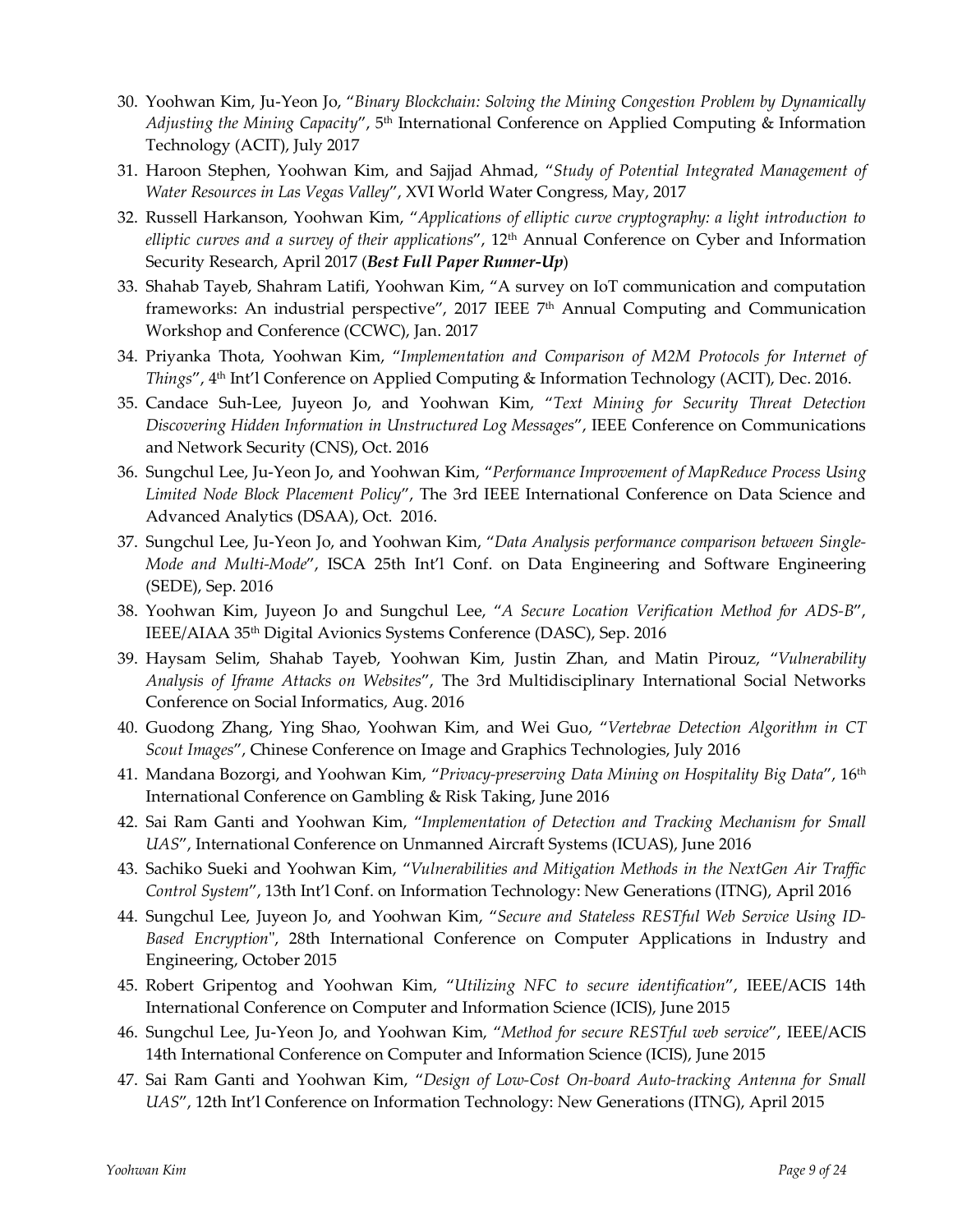30. Yoohwan Kim, Ju-Yeon Jo, "*Binary Blockchain: Solving the Mining Congestion Problem by Dynamically Adjusting the Mining Capacity*", 5th International Conference on Applied Computing & Information Technology (ACIT), July 2017
31. Haroon Stephen, Yoohwan Kim, and Sajjad Ahmad, "*Study of Potential Integrated Management of Water Resources in Las Vegas Valley*", XVI World Water Congress, May, 2017
32. Russell Harkanson, Yoohwan Kim, "*Applications of elliptic curve cryptography: a light introduction to elliptic curves and a survey of their applications*", 12th Annual Conference on Cyber and Information Security Research, April 2017 (***Best Full Paper Runner-Up***)
33. Shahab Tayeb, Shahram Latifi, Yoohwan Kim, "A survey on IoT communication and computation frameworks: An industrial perspective", 2017 IEEE 7th Annual Computing and Communication Workshop and Conference (CCWC), Jan. 2017
34. Priyanka Thota, Yoohwan Kim, "*Implementation and Comparison of M2M Protocols for Internet of Things*", 4th Int'l Conference on Applied Computing & Information Technology (ACIT), Dec. 2016.
35. Candace Suh-Lee, Juyeon Jo, and Yoohwan Kim, "*Text Mining for Security Threat Detection Discovering Hidden Information in Unstructured Log Messages*", IEEE Conference on Communications and Network Security (CNS), Oct. 2016
36. Sungchul Lee, Ju-Yeon Jo, and Yoohwan Kim, "*Performance Improvement of MapReduce Process Using Limited Node Block Placement Policy*", The 3rd IEEE International Conference on Data Science and Advanced Analytics (DSAA), Oct. 2016.
37. Sungchul Lee, Ju-Yeon Jo, and Yoohwan Kim, "*Data Analysis performance comparison between Single-Mode and Multi-Mode*", ISCA 25th Int'l Conf. on Data Engineering and Software Engineering (SEDE), Sep. 2016
38. Yoohwan Kim, Juyeon Jo and Sungchul Lee, "*A Secure Location Verification Method for ADS-B*", IEEE/AIAA 35th Digital Avionics Systems Conference (DASC), Sep. 2016
39. Haysam Selim, Shahab Tayeb, Yoohwan Kim, Justin Zhan, and Matin Pirouz, "*Vulnerability Analysis of Iframe Attacks on Websites*", The 3rd Multidisciplinary International Social Networks Conference on Social Informatics, Aug. 2016
40. Guodong Zhang, Ying Shao, Yoohwan Kim, and Wei Guo, "*Vertebrae Detection Algorithm in CT Scout Images*", Chinese Conference on Image and Graphics Technologies, July 2016
41. Mandana Bozorgi, and Yoohwan Kim, "*Privacy-preserving Data Mining on Hospitality Big Data*", 16th International Conference on Gambling & Risk Taking, June 2016
42. Sai Ram Ganti and Yoohwan Kim, "*Implementation of Detection and Tracking Mechanism for Small UAS*", International Conference on Unmanned Aircraft Systems (ICUAS), June 2016
43. Sachiko Sueki and Yoohwan Kim, "*Vulnerabilities and Mitigation Methods in the NextGen Air Traffic Control System*", 13th Int'l Conf. on Information Technology: New Generations (ITNG), April 2016
44. Sungchul Lee, Juyeon Jo, and Yoohwan Kim, "*Secure and Stateless RESTful Web Service Using ID-Based Encryption*", 28th International Conference on Computer Applications in Industry and Engineering, October 2015
45. Robert Gripentog and Yoohwan Kim, "*Utilizing NFC to secure identification*", IEEE/ACIS 14th International Conference on Computer and Information Science (ICIS), June 2015
46. Sungchul Lee, Ju-Yeon Jo, and Yoohwan Kim, "*Method for secure RESTful web service*", IEEE/ACIS 14th International Conference on Computer and Information Science (ICIS), June 2015
47. Sai Ram Ganti and Yoohwan Kim, "*Design of Low-Cost On-board Auto-tracking Antenna for Small UAS*", 12th Int'l Conference on Information Technology: New Generations (ITNG), April 2015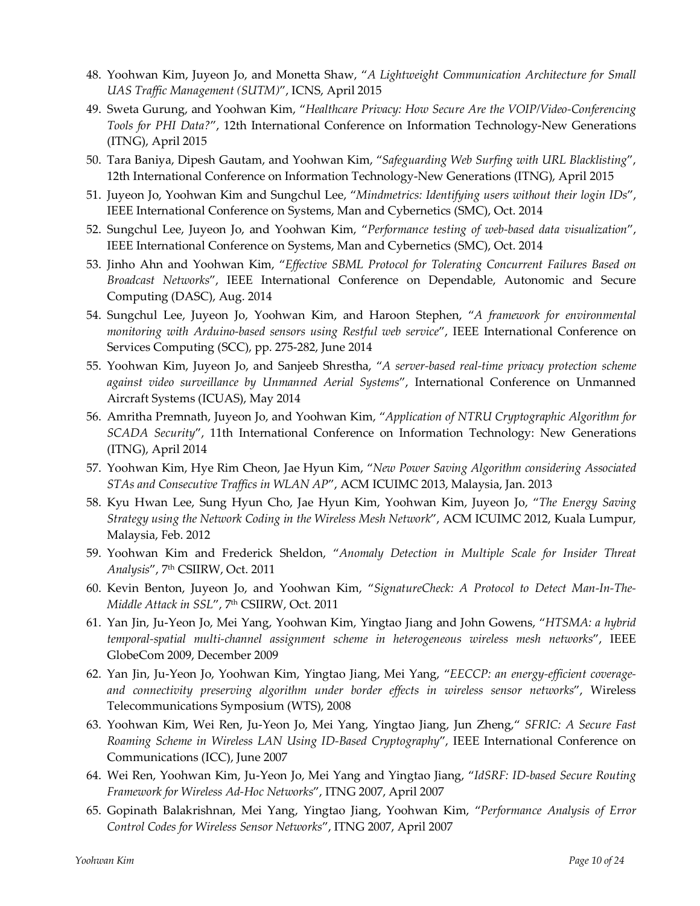48. Yoohwan Kim, Juyeon Jo, and Monetta Shaw, "*A Lightweight Communication Architecture for Small UAS Traffic Management (SUTM)*", ICNS, April 2015
49. Sweta Gurung, and Yoohwan Kim, "*Healthcare Privacy: How Secure Are the VOIP/Video-Conferencing Tools for PHI Data?*", 12th International Conference on Information Technology-New Generations (ITNG), April 2015
50. Tara Baniya, Dipesh Gautam, and Yoohwan Kim, "*Safeguarding Web Surfing with URL Blacklisting*", 12th International Conference on Information Technology-New Generations (ITNG), April 2015
51. Juyeon Jo, Yoohwan Kim and Sungchul Lee, "*Mindmetrics: Identifying users without their login IDs*", IEEE International Conference on Systems, Man and Cybernetics (SMC), Oct. 2014
52. Sungchul Lee, Juyeon Jo, and Yoohwan Kim, "*Performance testing of web-based data visualization*", IEEE International Conference on Systems, Man and Cybernetics (SMC), Oct. 2014
53. Jinho Ahn and Yoohwan Kim, "*Effective SBML Protocol for Tolerating Concurrent Failures Based on Broadcast Networks*", IEEE International Conference on Dependable, Autonomic and Secure Computing (DASC), Aug. 2014
54. Sungchul Lee, Juyeon Jo, Yoohwan Kim, and Haroon Stephen, "*A framework for environmental monitoring with Arduino-based sensors using Restful web service*", IEEE International Conference on Services Computing (SCC), pp. 275-282, June 2014
55. Yoohwan Kim, Juyeon Jo, and Sanjeeb Shrestha, "*A server-based real-time privacy protection scheme against video surveillance by Unmanned Aerial Systems*", International Conference on Unmanned Aircraft Systems (ICUAS), May 2014
56. Amritha Premnath, Juyeon Jo, and Yoohwan Kim, "*Application of NTRU Cryptographic Algorithm for SCADA Security*", 11th International Conference on Information Technology: New Generations (ITNG), April 2014
57. Yoohwan Kim, Hye Rim Cheon, Jae Hyun Kim, "*New Power Saving Algorithm considering Associated STAs and Consecutive Traffics in WLAN AP*", ACM ICUIMC 2013, Malaysia, Jan. 2013
58. Kyu Hwan Lee, Sung Hyun Cho, Jae Hyun Kim, Yoohwan Kim, Juyeon Jo, "*The Energy Saving Strategy using the Network Coding in the Wireless Mesh Network*", ACM ICUIMC 2012, Kuala Lumpur, Malaysia, Feb. 2012
59. Yoohwan Kim and Frederick Sheldon, "*Anomaly Detection in Multiple Scale for Insider Threat Analysis*", 7th CSIIRW, Oct. 2011
60. Kevin Benton, Juyeon Jo, and Yoohwan Kim, "*SignatureCheck: A Protocol to Detect Man-In-The-Middle Attack in SSL*", 7th CSIIRW, Oct. 2011
61. Yan Jin, Ju-Yeon Jo, Mei Yang, Yoohwan Kim, Yingtao Jiang and John Gowens, "*HTSMA: a hybrid temporal-spatial multi-channel assignment scheme in heterogeneous wireless mesh networks*", IEEE GlobeCom 2009, December 2009
62. Yan Jin, Ju-Yeon Jo, Yoohwan Kim, Yingtao Jiang, Mei Yang, "*EECCP: an energy-efficient coverage- and connectivity preserving algorithm under border effects in wireless sensor networks*", Wireless Telecommunications Symposium (WTS), 2008
63. Yoohwan Kim, Wei Ren, Ju-Yeon Jo, Mei Yang, Yingtao Jiang, Jun Zheng," *SFRIC: A Secure Fast Roaming Scheme in Wireless LAN Using ID-Based Cryptography*", IEEE International Conference on Communications (ICC), June 2007
64. Wei Ren, Yoohwan Kim, Ju-Yeon Jo, Mei Yang and Yingtao Jiang, "*IdSRF: ID-based Secure Routing Framework for Wireless Ad-Hoc Networks*", ITNG 2007, April 2007
65. Gopinath Balakrishnan, Mei Yang, Yingtao Jiang, Yoohwan Kim, "*Performance Analysis of Error Control Codes for Wireless Sensor Networks*", ITNG 2007, April 2007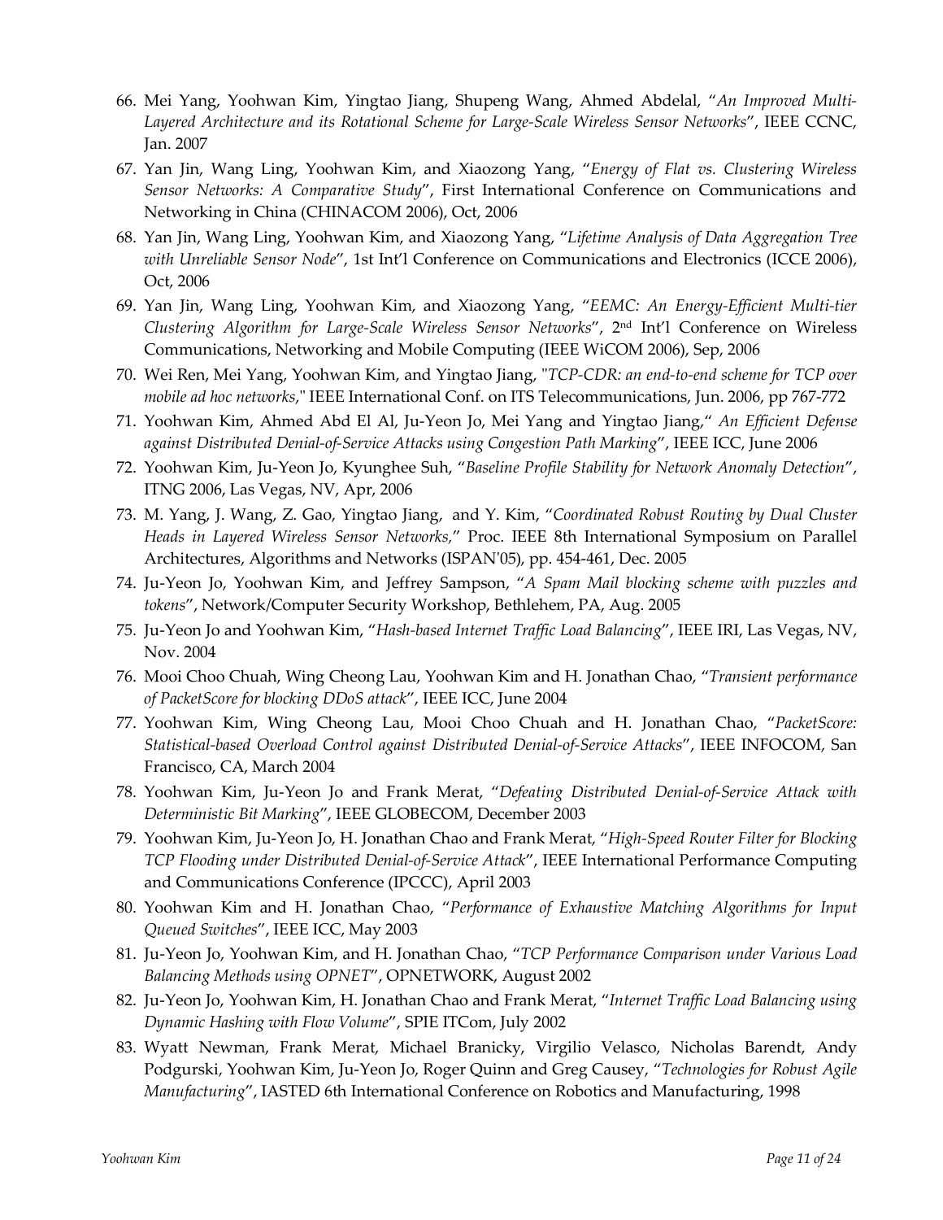66. Mei Yang, Yoohwan Kim, Yingtao Jiang, Shupeng Wang, Ahmed Abdelal, "*An Improved Multi-Layered Architecture and its Rotational Scheme for Large-Scale Wireless Sensor Networks*", IEEE CCNC, Jan. 2007
67. Yan Jin, Wang Ling, Yoohwan Kim, and Xiaozong Yang, "*Energy of Flat vs. Clustering Wireless Sensor Networks: A Comparative Study*", First International Conference on Communications and Networking in China (CHINACOM 2006), Oct, 2006
68. Yan Jin, Wang Ling, Yoohwan Kim, and Xiaozong Yang, "*Lifetime Analysis of Data Aggregation Tree with Unreliable Sensor Node*", 1st Int'l Conference on Communications and Electronics (ICCE 2006), Oct, 2006
69. Yan Jin, Wang Ling, Yoohwan Kim, and Xiaozong Yang, "*EEMC: An Energy-Efficient Multi-tier Clustering Algorithm for Large-Scale Wireless Sensor Networks*", 2nd Int'l Conference on Wireless Communications, Networking and Mobile Computing (IEEE WiCOM 2006), Sep, 2006
70. Wei Ren, Mei Yang, Yoohwan Kim, and Yingtao Jiang, "*TCP-CDR: an end-to-end scheme for TCP over mobile ad hoc networks*," IEEE International Conf. on ITS Telecommunications, Jun. 2006, pp 767-772
71. Yoohwan Kim, Ahmed Abd El Al, Ju-Yeon Jo, Mei Yang and Yingtao Jiang," *An Efficient Defense against Distributed Denial-of-Service Attacks using Congestion Path Marking*", IEEE ICC, June 2006
72. Yoohwan Kim, Ju-Yeon Jo, Kyunghee Suh, "*Baseline Profile Stability for Network Anomaly Detection*", ITNG 2006, Las Vegas, NV, Apr, 2006
73. M. Yang, J. Wang, Z. Gao, Yingtao Jiang, and Y. Kim, "*Coordinated Robust Routing by Dual Cluster Heads in Layered Wireless Sensor Networks,*" Proc. IEEE 8th International Symposium on Parallel Architectures, Algorithms and Networks (ISPAN'05), pp. 454-461, Dec. 2005
74. Ju-Yeon Jo, Yoohwan Kim, and Jeffrey Sampson, "*A Spam Mail blocking scheme with puzzles and tokens*", Network/Computer Security Workshop, Bethlehem, PA, Aug. 2005
75. Ju-Yeon Jo and Yoohwan Kim, "*Hash-based Internet Traffic Load Balancing*", IEEE IRI, Las Vegas, NV, Nov. 2004
76. Mooi Choo Chuah, Wing Cheong Lau, Yoohwan Kim and H. Jonathan Chao, "*Transient performance of PacketScore for blocking DDoS attack*", IEEE ICC, June 2004
77. Yoohwan Kim, Wing Cheong Lau, Mooi Choo Chuah and H. Jonathan Chao, "*PacketScore: Statistical-based Overload Control against Distributed Denial-of-Service Attacks*", IEEE INFOCOM, San Francisco, CA, March 2004
78. Yoohwan Kim, Ju-Yeon Jo and Frank Merat, "*Defeating Distributed Denial-of-Service Attack with Deterministic Bit Marking*", IEEE GLOBECOM, December 2003
79. Yoohwan Kim, Ju-Yeon Jo, H. Jonathan Chao and Frank Merat, "*High-Speed Router Filter for Blocking TCP Flooding under Distributed Denial-of-Service Attack*", IEEE International Performance Computing and Communications Conference (IPCCC), April 2003
80. Yoohwan Kim and H. Jonathan Chao, "*Performance of Exhaustive Matching Algorithms for Input Queued Switches*", IEEE ICC, May 2003
81. Ju-Yeon Jo, Yoohwan Kim, and H. Jonathan Chao, "*TCP Performance Comparison under Various Load Balancing Methods using OPNET*", OPNETWORK, August 2002
82. Ju-Yeon Jo, Yoohwan Kim, H. Jonathan Chao and Frank Merat, "*Internet Traffic Load Balancing using Dynamic Hashing with Flow Volume*", SPIE ITCom, July 2002
83. Wyatt Newman, Frank Merat, Michael Branicky, Virgilio Velasco, Nicholas Barendt, Andy Podgurski, Yoohwan Kim, Ju-Yeon Jo, Roger Quinn and Greg Causey, "*Technologies for Robust Agile Manufacturing*", IASTED 6th International Conference on Robotics and Manufacturing, 1998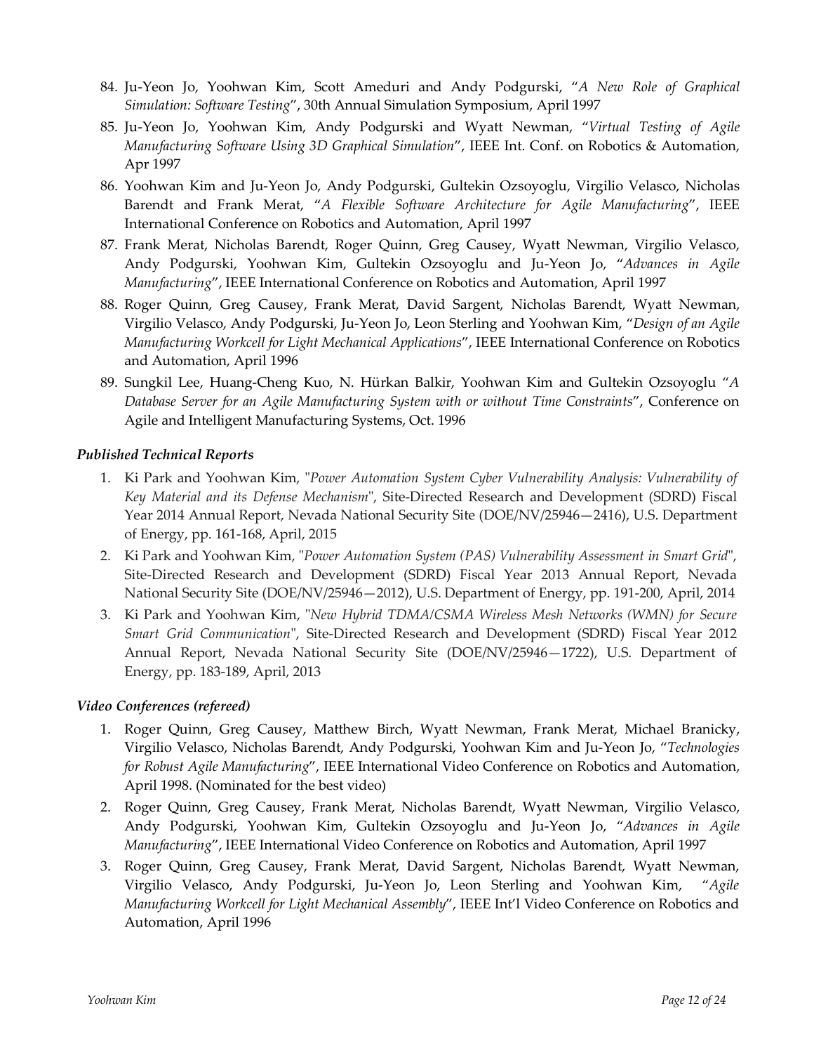84. Ju-Yeon Jo, Yoohwan Kim, Scott Ameduri and Andy Podgurski, "*A New Role of Graphical Simulation: Software Testing*", 30th Annual Simulation Symposium, April 1997
85. Ju-Yeon Jo, Yoohwan Kim, Andy Podgurski and Wyatt Newman, "*Virtual Testing of Agile Manufacturing Software Using 3D Graphical Simulation*", IEEE Int. Conf. on Robotics & Automation, Apr 1997
86. Yoohwan Kim and Ju-Yeon Jo, Andy Podgurski, Gultekin Ozsoyoglu, Virgilio Velasco, Nicholas Barendt and Frank Merat, "*A Flexible Software Architecture for Agile Manufacturing*", IEEE International Conference on Robotics and Automation, April 1997
87. Frank Merat, Nicholas Barendt, Roger Quinn, Greg Causey, Wyatt Newman, Virgilio Velasco, Andy Podgurski, Yoohwan Kim, Gultekin Ozsoyoglu and Ju-Yeon Jo, "*Advances in Agile Manufacturing*", IEEE International Conference on Robotics and Automation, April 1997
88. Roger Quinn, Greg Causey, Frank Merat, David Sargent, Nicholas Barendt, Wyatt Newman, Virgilio Velasco, Andy Podgurski, Ju-Yeon Jo, Leon Sterling and Yoohwan Kim, "*Design of an Agile Manufacturing Workcell for Light Mechanical Applications*", IEEE International Conference on Robotics and Automation, April 1996
89. Sungkil Lee, Huang-Cheng Kuo, N. Hürkan Balkir, Yoohwan Kim and Gultekin Ozsoyoglu "*A Database Server for an Agile Manufacturing System with or without Time Constraints*", Conference on Agile and Intelligent Manufacturing Systems, Oct. 1996

### *Published Technical Reports*

1. Ki Park and Yoohwan Kim, "*Power Automation System Cyber Vulnerability Analysis: Vulnerability of Key Material and its Defense Mechanism*", Site-Directed Research and Development (SDRD) Fiscal Year 2014 Annual Report, Nevada National Security Site (DOE/NV/25946—2416), U.S. Department of Energy, pp. 161-168, April, 2015
2. Ki Park and Yoohwan Kim, "*Power Automation System (PAS) Vulnerability Assessment in Smart Grid*", Site-Directed Research and Development (SDRD) Fiscal Year 2013 Annual Report, Nevada National Security Site (DOE/NV/25946—2012), U.S. Department of Energy, pp. 191-200, April, 2014
3. Ki Park and Yoohwan Kim, "*New Hybrid TDMA/CSMA Wireless Mesh Networks (WMN) for Secure Smart Grid Communication*", Site-Directed Research and Development (SDRD) Fiscal Year 2012 Annual Report, Nevada National Security Site (DOE/NV/25946—1722), U.S. Department of Energy, pp. 183-189, April, 2013

### *Video Conferences (refereed)*

1. Roger Quinn, Greg Causey, Matthew Birch, Wyatt Newman, Frank Merat, Michael Branicky, Virgilio Velasco, Nicholas Barendt, Andy Podgurski, Yoohwan Kim and Ju-Yeon Jo, "*Technologies for Robust Agile Manufacturing*", IEEE International Video Conference on Robotics and Automation, April 1998. (Nominated for the best video)
2. Roger Quinn, Greg Causey, Frank Merat, Nicholas Barendt, Wyatt Newman, Virgilio Velasco, Andy Podgurski, Yoohwan Kim, Gultekin Ozsoyoglu and Ju-Yeon Jo, "*Advances in Agile Manufacturing*", IEEE International Video Conference on Robotics and Automation, April 1997
3. Roger Quinn, Greg Causey, Frank Merat, David Sargent, Nicholas Barendt, Wyatt Newman, Virgilio Velasco, Andy Podgurski, Ju-Yeon Jo, Leon Sterling and Yoohwan Kim, "*Agile Manufacturing Workcell for Light Mechanical Assembly*", IEEE Int'l Video Conference on Robotics and Automation, April 1996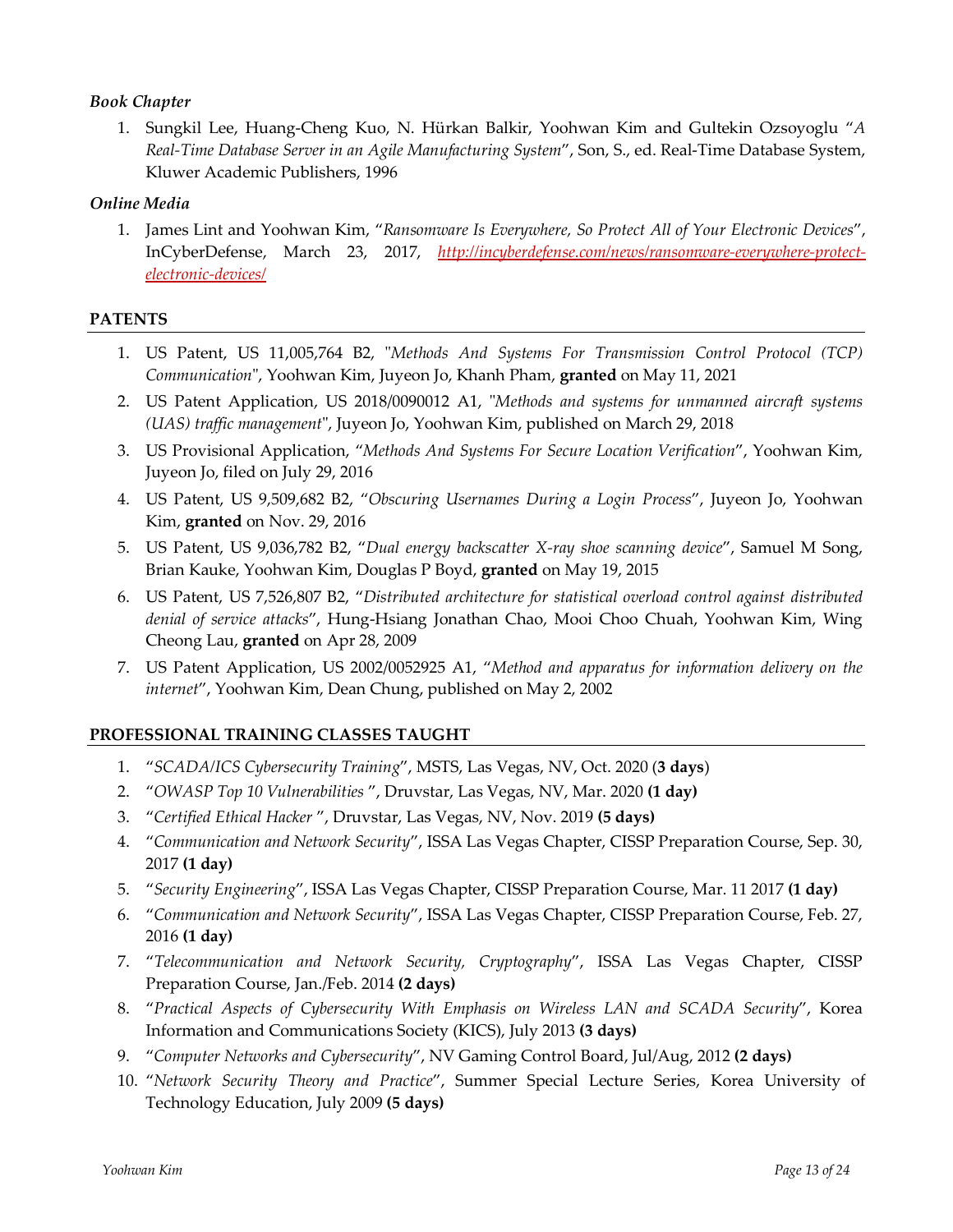### *Book Chapter*

1. Sungkil Lee, Huang-Cheng Kuo, N. Hürkan Balkir, Yoohwan Kim and Gultekin Ozsoyoglu "*A Real-Time Database Server in an Agile Manufacturing System*", Son, S., ed. Real-Time Database System, Kluwer Academic Publishers, 1996

### *Online Media*

1. James Lint and Yoohwan Kim, "*Ransomware Is Everywhere, So Protect All of Your Electronic Devices*", InCyberDefense, March 23, 2017, [http://incyberdefense.com/news/ransomware-everywhere-protect-electronic-devices/](http://incyberdefense.com/news/ransomware-everywhere-protect-electronic-devices/)

## PATENTS

1. US Patent, US 11,005,764 B2, "*Methods And Systems For Transmission Control Protocol (TCP) Communication*", Yoohwan Kim, Juyeon Jo, Khanh Pham, **granted** on May 11, 2021
2. US Patent Application, US 2018/0090012 A1, "*Methods and systems for unmanned aircraft systems (UAS) traffic management*", Juyeon Jo, Yoohwan Kim, published on March 29, 2018
3. US Provisional Application, "*Methods And Systems For Secure Location Verification*", Yoohwan Kim, Juyeon Jo, filed on July 29, 2016
4. US Patent, US 9,509,682 B2, "*Obscuring Usernames During a Login Process*", Juyeon Jo, Yoohwan Kim, **granted** on Nov. 29, 2016
5. US Patent, US 9,036,782 B2, "*Dual energy backscatter X-ray shoe scanning device*", Samuel M Song, Brian Kauke, Yoohwan Kim, Douglas P Boyd, **granted** on May 19, 2015
6. US Patent, US 7,526,807 B2, "*Distributed architecture for statistical overload control against distributed denial of service attacks*", Hung-Hsiang Jonathan Chao, Mooi Choo Chuah, Yoohwan Kim, Wing Cheong Lau, **granted** on Apr 28, 2009
7. US Patent Application, US 2002/0052925 A1, "*Method and apparatus for information delivery on the internet*", Yoohwan Kim, Dean Chung, published on May 2, 2002

## PROFESSIONAL TRAINING CLASSES TAUGHT

1. "*SCADA/ICS Cybersecurity Training*", MSTS, Las Vegas, NV, Oct. 2020 (**3 days**)
2. "*OWASP Top 10 Vulnerabilities* ", Druvstar, Las Vegas, NV, Mar. 2020 **(1 day)**
3. "*Certified Ethical Hacker* ", Druvstar, Las Vegas, NV, Nov. 2019 **(5 days)**
4. "*Communication and Network Security*", ISSA Las Vegas Chapter, CISSP Preparation Course, Sep. 30, 2017 **(1 day)**
5. "*Security Engineering*", ISSA Las Vegas Chapter, CISSP Preparation Course, Mar. 11 2017 **(1 day)**
6. "*Communication and Network Security*", ISSA Las Vegas Chapter, CISSP Preparation Course, Feb. 27, 2016 **(1 day)**
7. "*Telecommunication and Network Security, Cryptography*", ISSA Las Vegas Chapter, CISSP Preparation Course, Jan./Feb. 2014 **(2 days)**
8. "*Practical Aspects of Cybersecurity With Emphasis on Wireless LAN and SCADA Security*", Korea Information and Communications Society (KICS), July 2013 **(3 days)**
9. "*Computer Networks and Cybersecurity*", NV Gaming Control Board, Jul/Aug, 2012 **(2 days)**
10. "*Network Security Theory and Practice*", Summer Special Lecture Series, Korea University of Technology Education, July 2009 **(5 days)**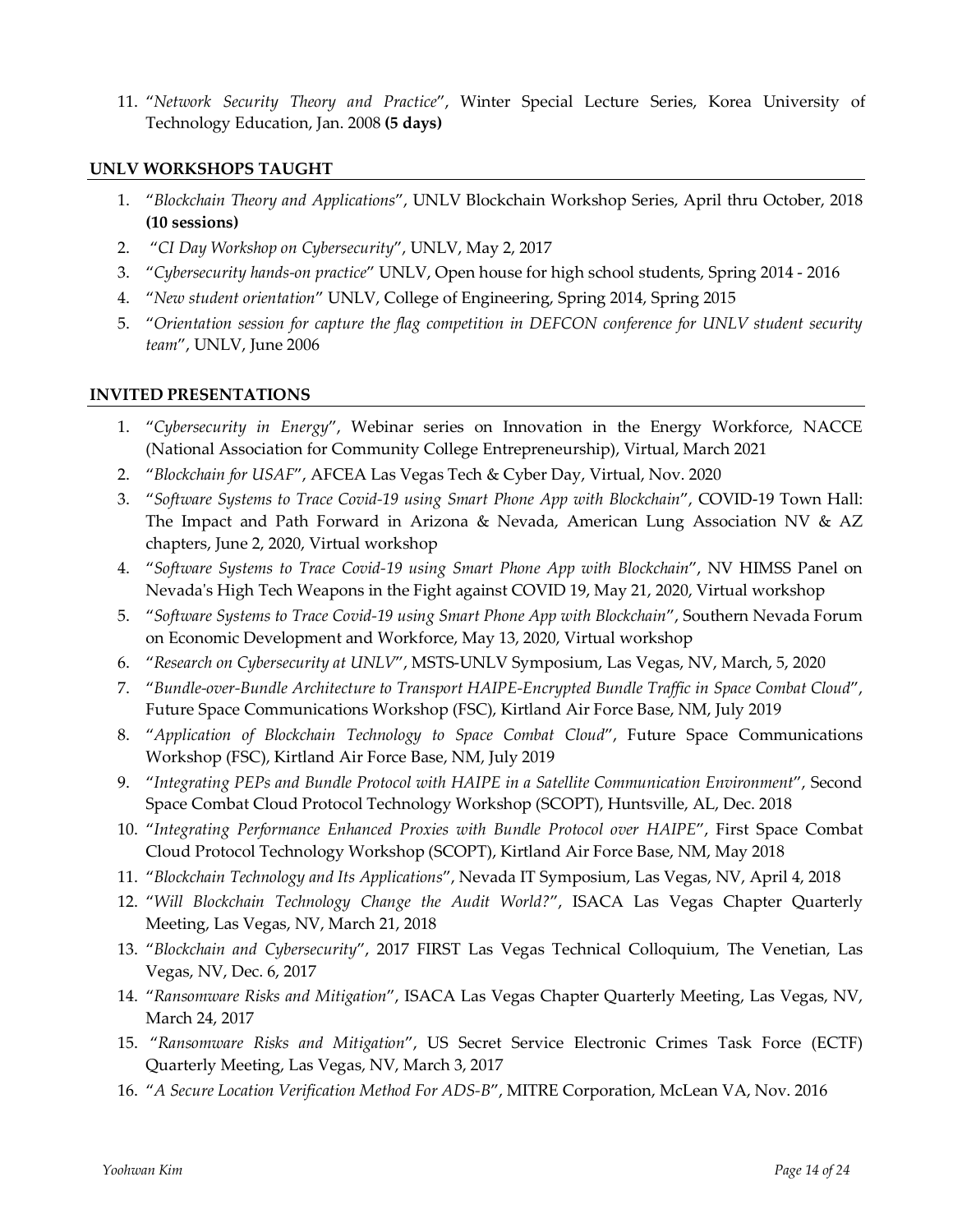11. "*Network Security Theory and Practice*", Winter Special Lecture Series, Korea University of Technology Education, Jan. 2008 **(5 days)**

## UNLV WORKSHOPS TAUGHT

1. "*Blockchain Theory and Applications*", UNLV Blockchain Workshop Series, April thru October, 2018 **(10 sessions)**
2. "*CI Day Workshop on Cybersecurity*", UNLV, May 2, 2017
3. "*Cybersecurity hands-on practice*" UNLV, Open house for high school students, Spring 2014 - 2016
4. "*New student orientation*" UNLV, College of Engineering, Spring 2014, Spring 2015
5. "*Orientation session for capture the flag competition in DEFCON conference for UNLV student security team*", UNLV, June 2006

## INVITED PRESENTATIONS

1. "*Cybersecurity in Energy*", Webinar series on Innovation in the Energy Workforce, NACCE (National Association for Community College Entrepreneurship), Virtual, March 2021
2. "*Blockchain for USAF*", AFCEA Las Vegas Tech & Cyber Day, Virtual, Nov. 2020
3. "*Software Systems to Trace Covid-19 using Smart Phone App with Blockchain*", COVID-19 Town Hall: The Impact and Path Forward in Arizona & Nevada, American Lung Association NV & AZ chapters, June 2, 2020, Virtual workshop
4. "*Software Systems to Trace Covid-19 using Smart Phone App with Blockchain*", NV HIMSS Panel on Nevada's High Tech Weapons in the Fight against COVID 19, May 21, 2020, Virtual workshop
5. "*Software Systems to Trace Covid-19 using Smart Phone App with Blockchain*", Southern Nevada Forum on Economic Development and Workforce, May 13, 2020, Virtual workshop
6. "*Research on Cybersecurity at UNLV*", MSTS-UNLV Symposium, Las Vegas, NV, March, 5, 2020
7. "*Bundle-over-Bundle Architecture to Transport HAIPE-Encrypted Bundle Traffic in Space Combat Cloud*", Future Space Communications Workshop (FSC), Kirtland Air Force Base, NM, July 2019
8. "*Application of Blockchain Technology to Space Combat Cloud*", Future Space Communications Workshop (FSC), Kirtland Air Force Base, NM, July 2019
9. "*Integrating PEPs and Bundle Protocol with HAIPE in a Satellite Communication Environment*", Second Space Combat Cloud Protocol Technology Workshop (SCOPT), Huntsville, AL, Dec. 2018
10. "*Integrating Performance Enhanced Proxies with Bundle Protocol over HAIPE*", First Space Combat Cloud Protocol Technology Workshop (SCOPT), Kirtland Air Force Base, NM, May 2018
11. "*Blockchain Technology and Its Applications*", Nevada IT Symposium, Las Vegas, NV, April 4, 2018
12. "*Will Blockchain Technology Change the Audit World?*", ISACA Las Vegas Chapter Quarterly Meeting, Las Vegas, NV, March 21, 2018
13. "*Blockchain and Cybersecurity*", 2017 FIRST Las Vegas Technical Colloquium, The Venetian, Las Vegas, NV, Dec. 6, 2017
14. "*Ransomware Risks and Mitigation*", ISACA Las Vegas Chapter Quarterly Meeting, Las Vegas, NV, March 24, 2017
15. "*Ransomware Risks and Mitigation*", US Secret Service Electronic Crimes Task Force (ECTF) Quarterly Meeting, Las Vegas, NV, March 3, 2017
16. "*A Secure Location Verification Method For ADS-B*", MITRE Corporation, McLean VA, Nov. 2016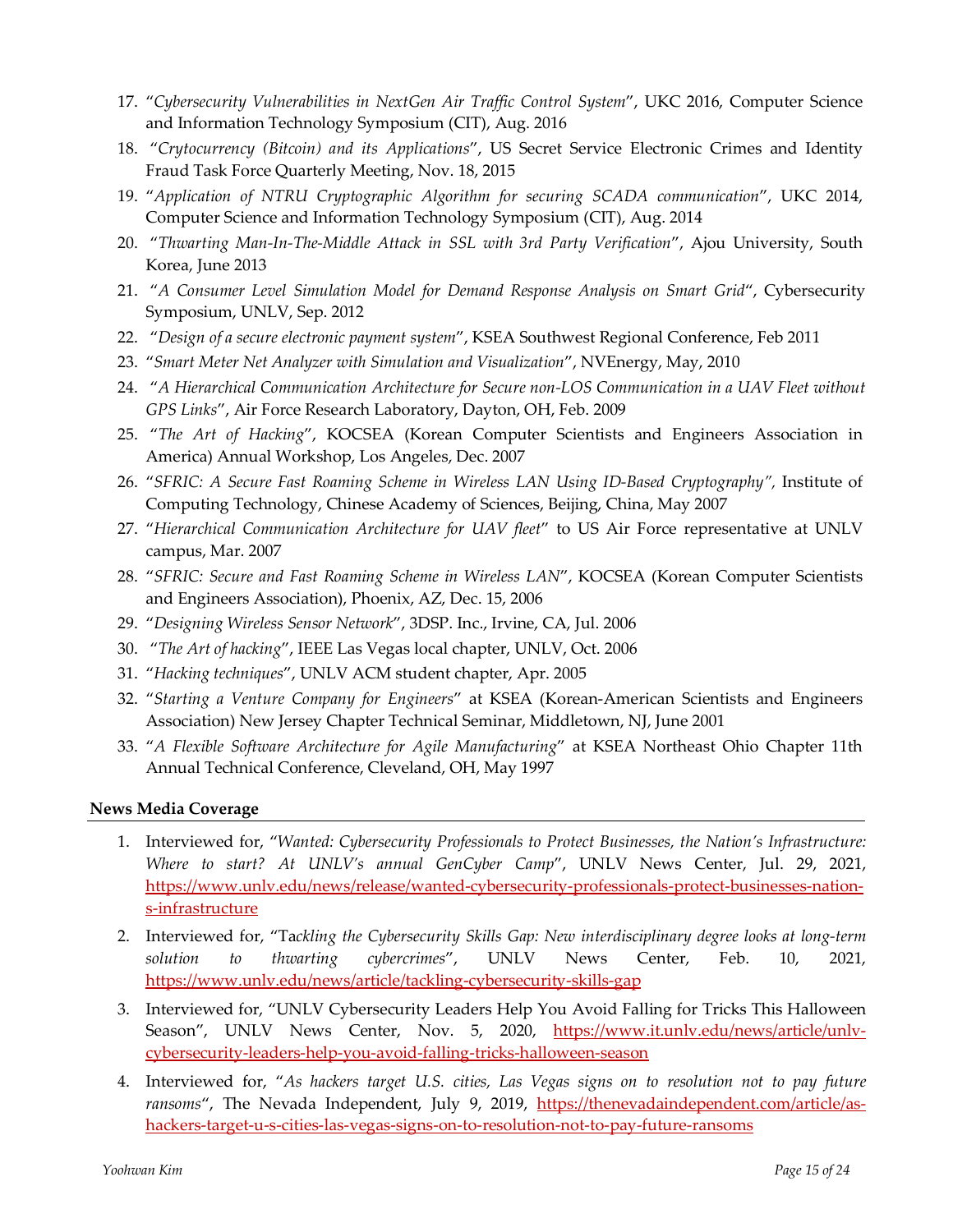17. "*Cybersecurity Vulnerabilities in NextGen Air Traffic Control System*", UKC 2016, Computer Science and Information Technology Symposium (CIT), Aug. 2016
18. "*Crytocurrency (Bitcoin) and its Applications*", US Secret Service Electronic Crimes and Identity Fraud Task Force Quarterly Meeting, Nov. 18, 2015
19. "*Application of NTRU Cryptographic Algorithm for securing SCADA communication*", UKC 2014, Computer Science and Information Technology Symposium (CIT), Aug. 2014
20. "*Thwarting Man-In-The-Middle Attack in SSL with 3rd Party Verification*", Ajou University, South Korea, June 2013
21. "*A Consumer Level Simulation Model for Demand Response Analysis on Smart Grid*", Cybersecurity Symposium, UNLV, Sep. 2012
22. "*Design of a secure electronic payment system*", KSEA Southwest Regional Conference, Feb 2011
23. "*Smart Meter Net Analyzer with Simulation and Visualization*", NVEnergy, May, 2010
24. "*A Hierarchical Communication Architecture for Secure non-LOS Communication in a UAV Fleet without GPS Links*", Air Force Research Laboratory, Dayton, OH, Feb. 2009
25. "*The Art of Hacking*", KOCSEA (Korean Computer Scientists and Engineers Association in America) Annual Workshop, Los Angeles, Dec. 2007
26. "*SFRIC: A Secure Fast Roaming Scheme in Wireless LAN Using ID-Based Cryptography",* Institute of Computing Technology, Chinese Academy of Sciences, Beijing, China, May 2007
27. "*Hierarchical Communication Architecture for UAV fleet*" to US Air Force representative at UNLV campus, Mar. 2007
28. "*SFRIC: Secure and Fast Roaming Scheme in Wireless LAN*", KOCSEA (Korean Computer Scientists and Engineers Association), Phoenix, AZ, Dec. 15, 2006
29. "*Designing Wireless Sensor Network*", 3DSP. Inc., Irvine, CA, Jul. 2006
30. "*The Art of hacking*", IEEE Las Vegas local chapter, UNLV, Oct. 2006
31. "*Hacking techniques*", UNLV ACM student chapter, Apr. 2005
32. "*Starting a Venture Company for Engineers*" at KSEA (Korean-American Scientists and Engineers Association) New Jersey Chapter Technical Seminar, Middletown, NJ, June 2001
33. "*A Flexible Software Architecture for Agile Manufacturing*" at KSEA Northeast Ohio Chapter 11th Annual Technical Conference, Cleveland, OH, May 1997

### News Media Coverage

1. Interviewed for, "*Wanted: Cybersecurity Professionals to Protect Businesses, the Nation's Infrastructure: Where to start? At UNLV's annual GenCyber Camp*", UNLV News Center, Jul. 29, 2021, https://www.unlv.edu/news/release/wanted-cybersecurity-professionals-protect-businesses-nation-s-infrastructure
2. Interviewed for, "T*ackling the Cybersecurity Skills Gap: New interdisciplinary degree looks at long-term solution to thwarting cybercrimes*", UNLV News Center, Feb. 10, 2021, https://www.unlv.edu/news/article/tackling-cybersecurity-skills-gap
3. Interviewed for, "UNLV Cybersecurity Leaders Help You Avoid Falling for Tricks This Halloween Season", UNLV News Center, Nov. 5, 2020, https://www.it.unlv.edu/news/article/unlv-cybersecurity-leaders-help-you-avoid-falling-tricks-halloween-season
4. Interviewed for, "*As hackers target U.S. cities, Las Vegas signs on to resolution not to pay future ransoms*", The Nevada Independent, July 9, 2019, https://thenevadaindependent.com/article/as-hackers-target-u-s-cities-las-vegas-signs-on-to-resolution-not-to-pay-future-ransoms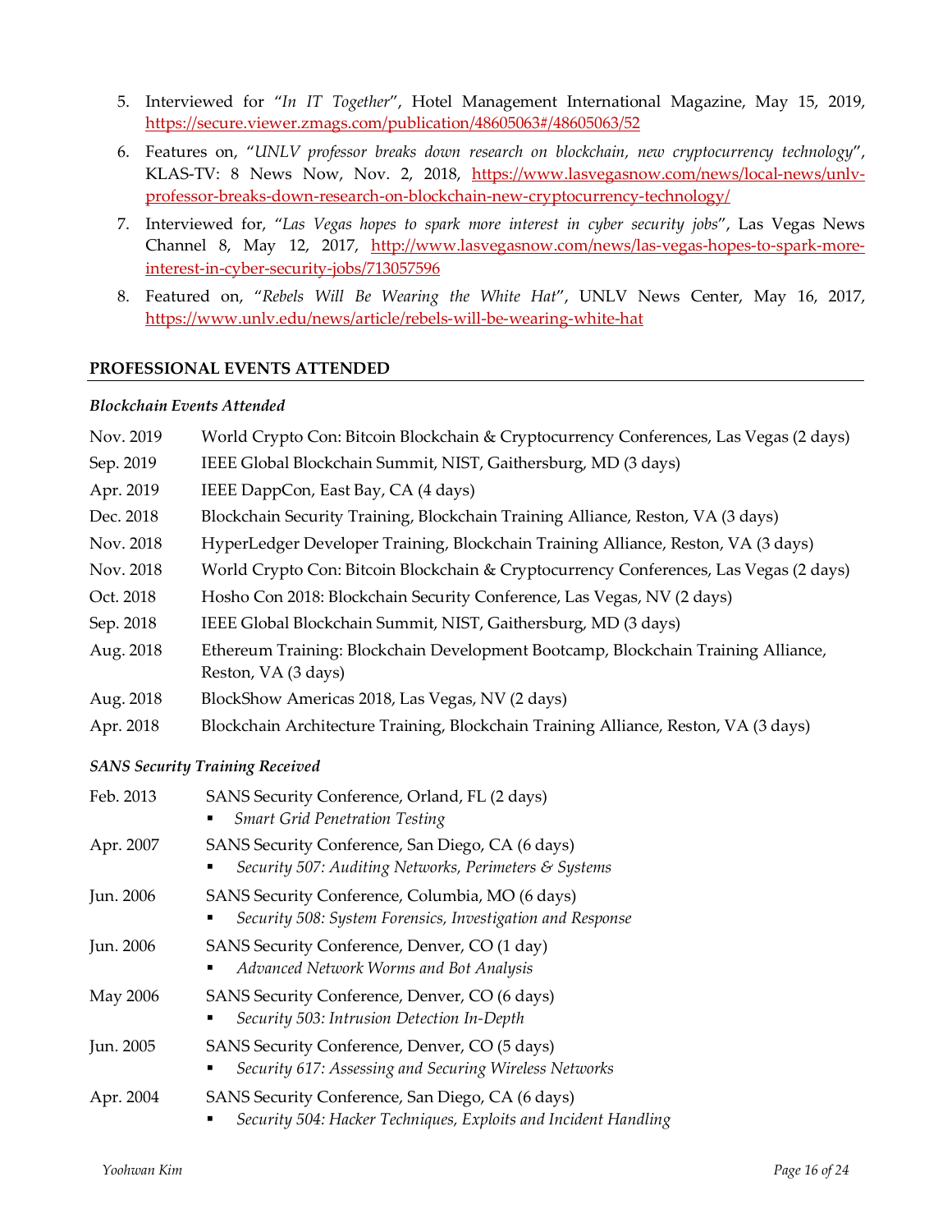5. Interviewed for "*In IT Together*", Hotel Management International Magazine, May 15, 2019, https://secure.viewer.zmags.com/publication/48605063#/48605063/52
6. Features on, "*UNLV professor breaks down research on blockchain, new cryptocurrency technology*", KLAS-TV: 8 News Now, Nov. 2, 2018, https://www.lasvegasnow.com/news/local-news/unlv-professor-breaks-down-research-on-blockchain-new-cryptocurrency-technology/
7. Interviewed for, "*Las Vegas hopes to spark more interest in cyber security jobs*", Las Vegas News Channel 8, May 12, 2017, http://www.lasvegasnow.com/news/las-vegas-hopes-to-spark-more-interest-in-cyber-security-jobs/713057596
8. Featured on, "*Rebels Will Be Wearing the White Hat*", UNLV News Center, May 16, 2017, https://www.unlv.edu/news/article/rebels-will-be-wearing-white-hat

## PROFESSIONAL EVENTS ATTENDED

***Blockchain Events Attended***

| | |
|---|---|
| Nov. 2019 | World Crypto Con: Bitcoin Blockchain & Cryptocurrency Conferences, Las Vegas (2 days) |
| Sep. 2019 | IEEE Global Blockchain Summit, NIST, Gaithersburg, MD (3 days) |
| Apr. 2019 | IEEE DappCon, East Bay, CA (4 days) |
| Dec. 2018 | Blockchain Security Training, Blockchain Training Alliance, Reston, VA (3 days) |
| Nov. 2018 | HyperLedger Developer Training, Blockchain Training Alliance, Reston, VA (3 days) |
| Nov. 2018 | World Crypto Con: Bitcoin Blockchain & Cryptocurrency Conferences, Las Vegas (2 days) |
| Oct. 2018 | Hosho Con 2018: Blockchain Security Conference, Las Vegas, NV (2 days) |
| Sep. 2018 | IEEE Global Blockchain Summit, NIST, Gaithersburg, MD (3 days) |
| Aug. 2018 | Ethereum Training: Blockchain Development Bootcamp, Blockchain Training Alliance, Reston, VA (3 days) |
| Aug. 2018 | BlockShow Americas 2018, Las Vegas, NV (2 days) |
| Apr. 2018 | Blockchain Architecture Training, Blockchain Training Alliance, Reston, VA (3 days) |

***SANS Security Training Received***

| | |
|---|---|
| Feb. 2013 | SANS Security Conference, Orland, FL (2 days)<br>▪ *Smart Grid Penetration Testing* |
| Apr. 2007 | SANS Security Conference, San Diego, CA (6 days)<br>▪ *Security 507: Auditing Networks, Perimeters & Systems* |
| Jun. 2006 | SANS Security Conference, Columbia, MO (6 days)<br>▪ *Security 508: System Forensics, Investigation and Response* |
| Jun. 2006 | SANS Security Conference, Denver, CO (1 day)<br>▪ *Advanced Network Worms and Bot Analysis* |
| May 2006 | SANS Security Conference, Denver, CO (6 days)<br>▪ *Security 503: Intrusion Detection In-Depth* |
| Jun. 2005 | SANS Security Conference, Denver, CO (5 days)<br>▪ *Security 617: Assessing and Securing Wireless Networks* |
| Apr. 2004 | SANS Security Conference, San Diego, CA (6 days)<br>▪ *Security 504: Hacker Techniques, Exploits and Incident Handling* |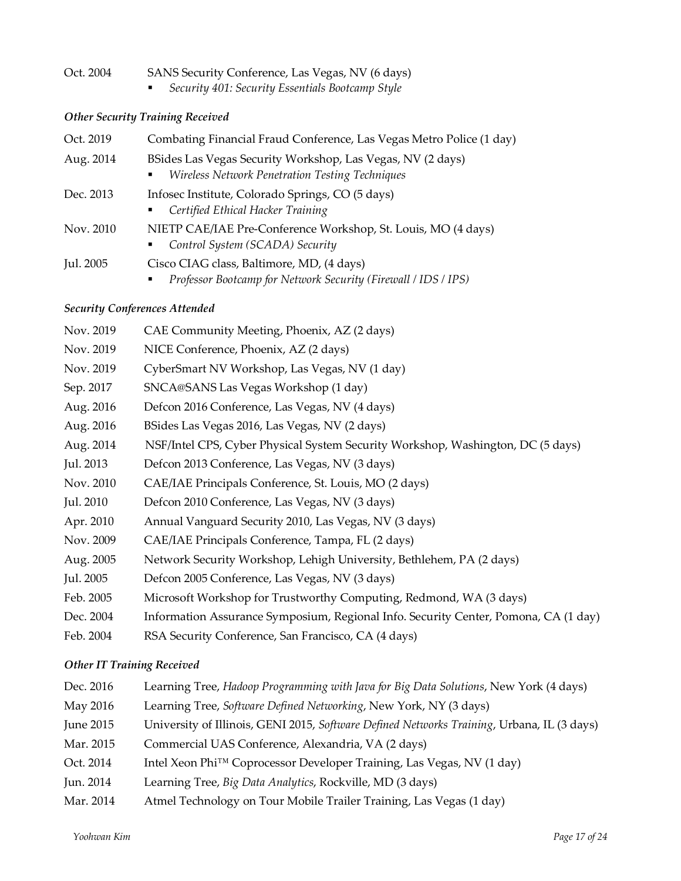Oct. 2004 SANS Security Conference, Las Vegas, NV (6 days)
- *Security 401: Security Essentials Bootcamp Style*

*Other Security Training Received*

Oct. 2019 Combating Financial Fraud Conference, Las Vegas Metro Police (1 day)

Aug. 2014 BSides Las Vegas Security Workshop, Las Vegas, NV (2 days)
- *Wireless Network Penetration Testing Techniques*

Dec. 2013 Infosec Institute, Colorado Springs, CO (5 days)
- *Certified Ethical Hacker Training*

Nov. 2010 NIETP CAE/IAE Pre-Conference Workshop, St. Louis, MO (4 days)
- *Control System (SCADA) Security*

Jul. 2005 Cisco CIAG class, Baltimore, MD, (4 days)
- *Professor Bootcamp for Network Security (Firewall / IDS / IPS)*

*Security Conferences Attended*

Nov. 2019 CAE Community Meeting, Phoenix, AZ (2 days)

Nov. 2019 NICE Conference, Phoenix, AZ (2 days)

Nov. 2019 CyberSmart NV Workshop, Las Vegas, NV (1 day)

Sep. 2017 SNCA@SANS Las Vegas Workshop (1 day)

Aug. 2016 Defcon 2016 Conference, Las Vegas, NV (4 days)

Aug. 2016 BSides Las Vegas 2016, Las Vegas, NV (2 days)

Aug. 2014 NSF/Intel CPS, Cyber Physical System Security Workshop, Washington, DC (5 days)

Jul. 2013 Defcon 2013 Conference, Las Vegas, NV (3 days)

Nov. 2010 CAE/IAE Principals Conference, St. Louis, MO (2 days)

Jul. 2010 Defcon 2010 Conference, Las Vegas, NV (3 days)

Apr. 2010 Annual Vanguard Security 2010, Las Vegas, NV (3 days)

Nov. 2009 CAE/IAE Principals Conference, Tampa, FL (2 days)

Aug. 2005 Network Security Workshop, Lehigh University, Bethlehem, PA (2 days)

Jul. 2005 Defcon 2005 Conference, Las Vegas, NV (3 days)

Feb. 2005 Microsoft Workshop for Trustworthy Computing, Redmond, WA (3 days)

Dec. 2004 Information Assurance Symposium, Regional Info. Security Center, Pomona, CA (1 day)

Feb. 2004 RSA Security Conference, San Francisco, CA (4 days)

*Other IT Training Received*

Dec. 2016 Learning Tree, *Hadoop Programming with Java for Big Data Solutions*, New York (4 days)

May 2016 Learning Tree, *Software Defined Networking*, New York, NY (3 days)

June 2015 University of Illinois, GENI 2015, *Software Defined Networks Training*, Urbana, IL (3 days)

Mar. 2015 Commercial UAS Conference, Alexandria, VA (2 days)

Oct. 2014 Intel Xeon Phi™ Coprocessor Developer Training, Las Vegas, NV (1 day)

Jun. 2014 Learning Tree, *Big Data Analytics*, Rockville, MD (3 days)

Mar. 2014 Atmel Technology on Tour Mobile Trailer Training, Las Vegas (1 day)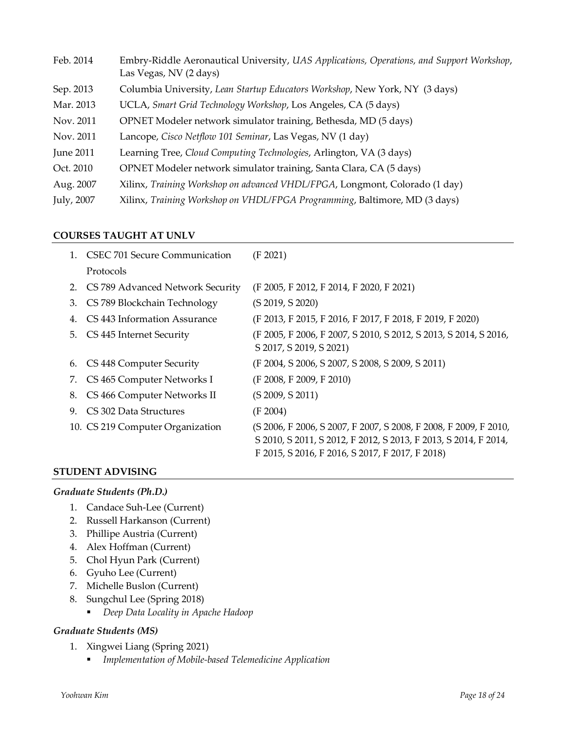| | |
|---|---|
| Feb. 2014 | Embry-Riddle Aeronautical University, *UAS Applications, Operations, and Support Workshop*, Las Vegas, NV (2 days) |
| Sep. 2013 | Columbia University, *Lean Startup Educators Workshop*, New York, NY (3 days) |
| Mar. 2013 | UCLA, *Smart Grid Technology Workshop*, Los Angeles, CA (5 days) |
| Nov. 2011 | OPNET Modeler network simulator training, Bethesda, MD (5 days) |
| Nov. 2011 | Lancope, *Cisco Netflow 101 Seminar*, Las Vegas, NV (1 day) |
| June 2011 | Learning Tree, *Cloud Computing Technologies*, Arlington, VA (3 days) |
| Oct. 2010 | OPNET Modeler network simulator training, Santa Clara, CA (5 days) |
| Aug. 2007 | Xilinx, *Training Workshop on advanced VHDL/FPGA*, Longmont, Colorado (1 day) |
| July, 2007 | Xilinx, *Training Workshop on VHDL/FPGA Programming*, Baltimore, MD (3 days) |

## COURSES TAUGHT AT UNLV

| | Course | Semesters |
|---|---|---|
| 1. | CSEC 701 Secure Communication Protocols | (F 2021) |
| 2. | CS 789 Advanced Network Security | (F 2005, F 2012, F 2014, F 2020, F 2021) |
| 3. | CS 789 Blockchain Technology | (S 2019, S 2020) |
| 4. | CS 443 Information Assurance | (F 2013, F 2015, F 2016, F 2017, F 2018, F 2019, F 2020) |
| 5. | CS 445 Internet Security | (F 2005, F 2006, F 2007, S 2010, S 2012, S 2013, S 2014, S 2016, S 2017, S 2019, S 2021) |
| 6. | CS 448 Computer Security | (F 2004, S 2006, S 2007, S 2008, S 2009, S 2011) |
| 7. | CS 465 Computer Networks I | (F 2008, F 2009, F 2010) |
| 8. | CS 466 Computer Networks II | (S 2009, S 2011) |
| 9. | CS 302 Data Structures | (F 2004) |
| 10. | CS 219 Computer Organization | (S 2006, F 2006, S 2007, F 2007, S 2008, F 2008, F 2009, F 2010, S 2010, S 2011, S 2012, F 2012, S 2013, F 2013, S 2014, F 2014, F 2015, S 2016, F 2016, S 2017, F 2017, F 2018) |

## STUDENT ADVISING

### *Graduate Students (Ph.D.)*

1. Candace Suh-Lee (Current)
2. Russell Harkanson (Current)
3. Phillipe Austria (Current)
4. Alex Hoffman (Current)
5. Chol Hyun Park (Current)
6. Gyuho Lee (Current)
7. Michelle Buslon (Current)
8. Sungchul Lee (Spring 2018)
   - *Deep Data Locality in Apache Hadoop*

### *Graduate Students (MS)*

1. Xingwei Liang (Spring 2021)
   - *Implementation of Mobile-based Telemedicine Application*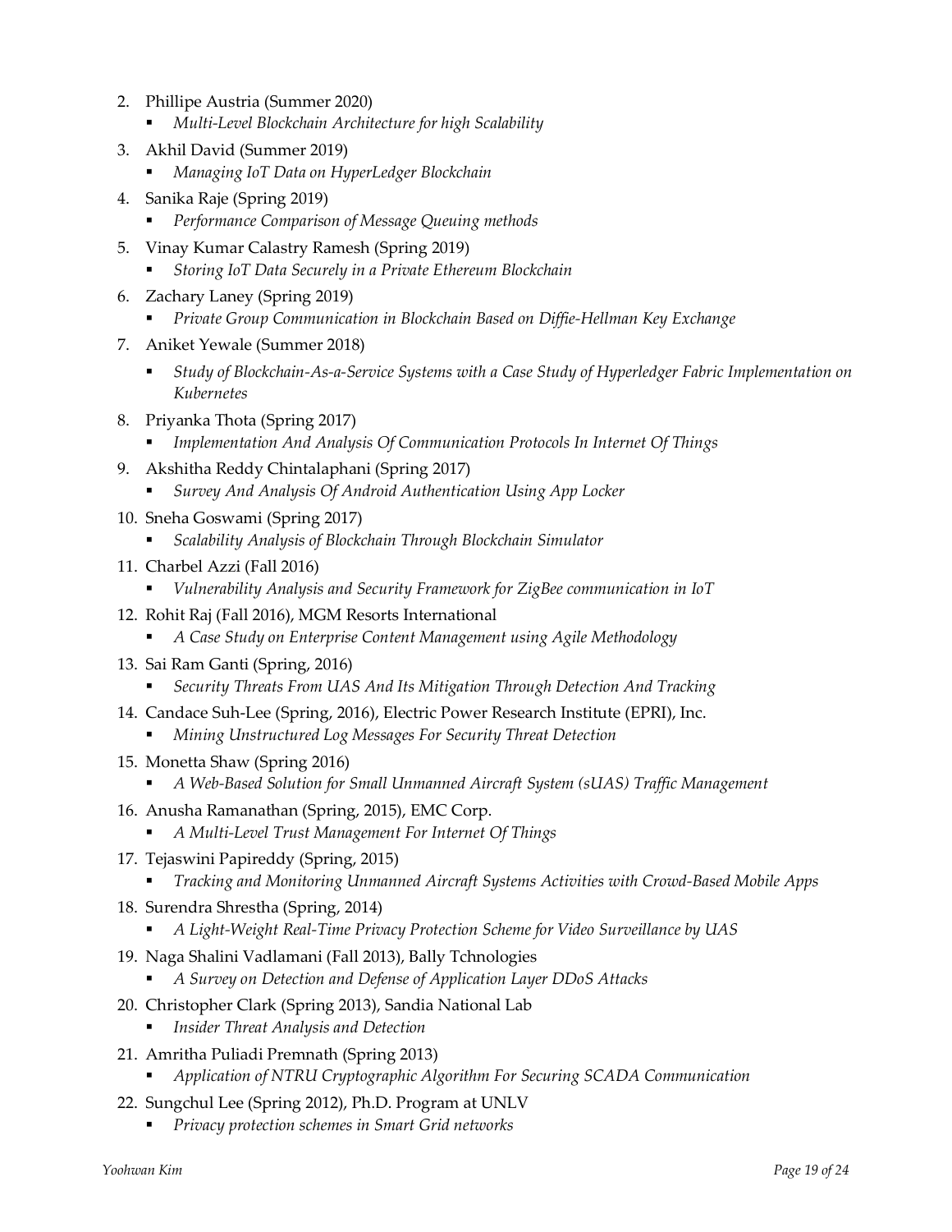2. Phillipe Austria (Summer 2020)
   - *Multi-Level Blockchain Architecture for high Scalability*
3. Akhil David (Summer 2019)
   - *Managing IoT Data on HyperLedger Blockchain*
4. Sanika Raje (Spring 2019)
   - *Performance Comparison of Message Queuing methods*
5. Vinay Kumar Calastry Ramesh (Spring 2019)
   - *Storing IoT Data Securely in a Private Ethereum Blockchain*
6. Zachary Laney (Spring 2019)
   - *Private Group Communication in Blockchain Based on Diffie-Hellman Key Exchange*
7. Aniket Yewale (Summer 2018)
   - *Study of Blockchain-As-a-Service Systems with a Case Study of Hyperledger Fabric Implementation on Kubernetes*
8. Priyanka Thota (Spring 2017)
   - *Implementation And Analysis Of Communication Protocols In Internet Of Things*
9. Akshitha Reddy Chintalaphani (Spring 2017)
   - *Survey And Analysis Of Android Authentication Using App Locker*
10. Sneha Goswami (Spring 2017)
    - *Scalability Analysis of Blockchain Through Blockchain Simulator*
11. Charbel Azzi (Fall 2016)
    - *Vulnerability Analysis and Security Framework for ZigBee communication in IoT*
12. Rohit Raj (Fall 2016), MGM Resorts International
    - *A Case Study on Enterprise Content Management using Agile Methodology*
13. Sai Ram Ganti (Spring, 2016)
    - *Security Threats From UAS And Its Mitigation Through Detection And Tracking*
14. Candace Suh-Lee (Spring, 2016), Electric Power Research Institute (EPRI), Inc.
    - *Mining Unstructured Log Messages For Security Threat Detection*
15. Monetta Shaw (Spring 2016)
    - *A Web-Based Solution for Small Unmanned Aircraft System (sUAS) Traffic Management*
16. Anusha Ramanathan (Spring, 2015), EMC Corp.
    - *A Multi-Level Trust Management For Internet Of Things*
17. Tejaswini Papireddy (Spring, 2015)
    - *Tracking and Monitoring Unmanned Aircraft Systems Activities with Crowd-Based Mobile Apps*
18. Surendra Shrestha (Spring, 2014)
    - *A Light-Weight Real-Time Privacy Protection Scheme for Video Surveillance by UAS*
19. Naga Shalini Vadlamani (Fall 2013), Bally Tchnologies
    - *A Survey on Detection and Defense of Application Layer DDoS Attacks*
20. Christopher Clark (Spring 2013), Sandia National Lab
    - *Insider Threat Analysis and Detection*
21. Amritha Puliadi Premnath (Spring 2013)
    - *Application of NTRU Cryptographic Algorithm For Securing SCADA Communication*
22. Sungchul Lee (Spring 2012), Ph.D. Program at UNLV
    - *Privacy protection schemes in Smart Grid networks*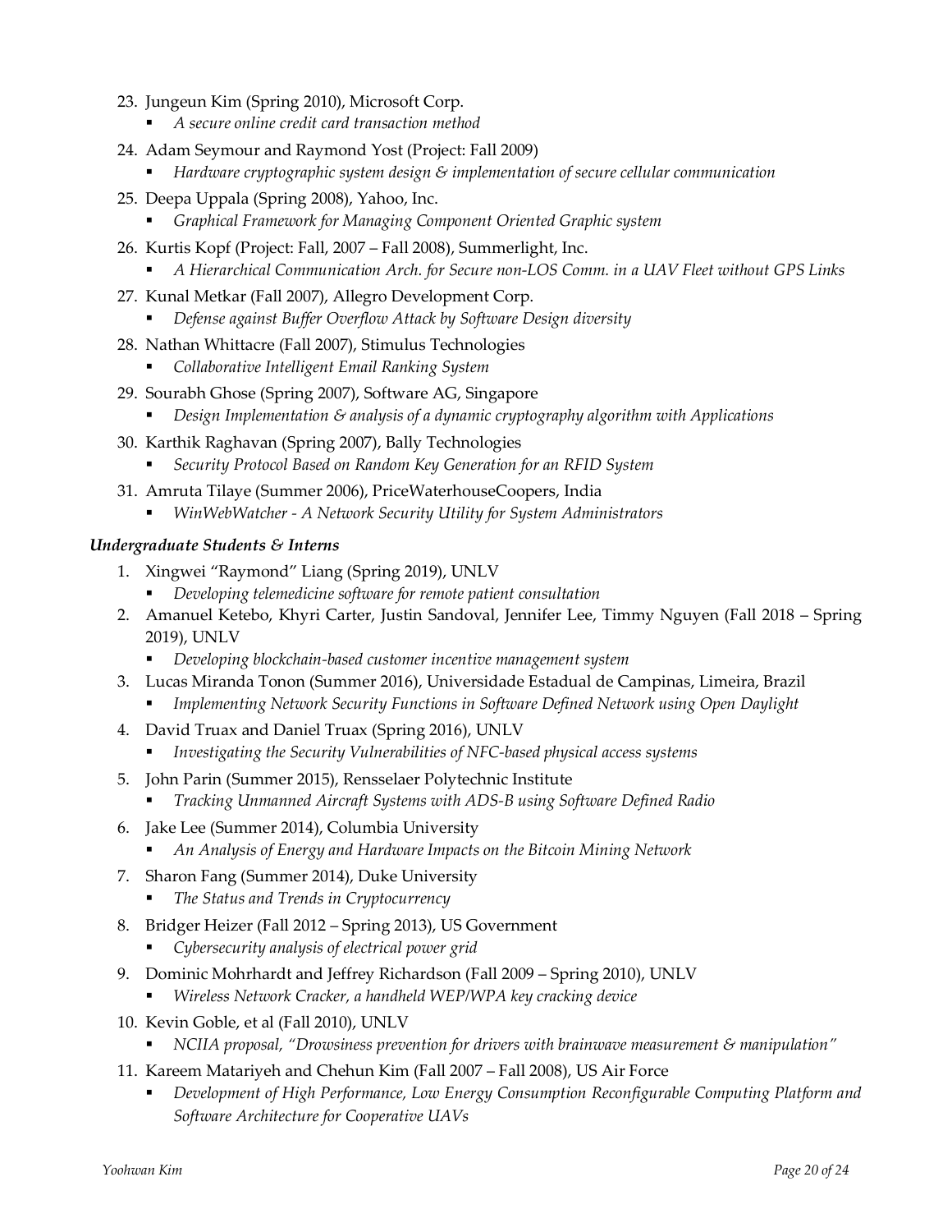23. Jungeun Kim (Spring 2010), Microsoft Corp.
    - *A secure online credit card transaction method*
24. Adam Seymour and Raymond Yost (Project: Fall 2009)
    - *Hardware cryptographic system design & implementation of secure cellular communication*
25. Deepa Uppala (Spring 2008), Yahoo, Inc.
    - *Graphical Framework for Managing Component Oriented Graphic system*
26. Kurtis Kopf (Project: Fall, 2007 – Fall 2008), Summerlight, Inc.
    - *A Hierarchical Communication Arch. for Secure non-LOS Comm. in a UAV Fleet without GPS Links*
27. Kunal Metkar (Fall 2007), Allegro Development Corp.
    - *Defense against Buffer Overflow Attack by Software Design diversity*
28. Nathan Whittacre (Fall 2007), Stimulus Technologies
    - *Collaborative Intelligent Email Ranking System*
29. Sourabh Ghose (Spring 2007), Software AG, Singapore
    - *Design Implementation & analysis of a dynamic cryptography algorithm with Applications*
30. Karthik Raghavan (Spring 2007), Bally Technologies
    - *Security Protocol Based on Random Key Generation for an RFID System*
31. Amruta Tilaye (Summer 2006), PriceWaterhouseCoopers, India
    - *WinWebWatcher - A Network Security Utility for System Administrators*

***Undergraduate Students & Interns***

1. Xingwei "Raymond" Liang (Spring 2019), UNLV
    - *Developing telemedicine software for remote patient consultation*
2. Amanuel Ketebo, Khyri Carter, Justin Sandoval, Jennifer Lee, Timmy Nguyen (Fall 2018 – Spring 2019), UNLV
    - *Developing blockchain-based customer incentive management system*
3. Lucas Miranda Tonon (Summer 2016), Universidade Estadual de Campinas, Limeira, Brazil
    - *Implementing Network Security Functions in Software Defined Network using Open Daylight*
4. David Truax and Daniel Truax (Spring 2016), UNLV
    - *Investigating the Security Vulnerabilities of NFC-based physical access systems*
5. John Parin (Summer 2015), Rensselaer Polytechnic Institute
    - *Tracking Unmanned Aircraft Systems with ADS-B using Software Defined Radio*
6. Jake Lee (Summer 2014), Columbia University
    - *An Analysis of Energy and Hardware Impacts on the Bitcoin Mining Network*
7. Sharon Fang (Summer 2014), Duke University
    - *The Status and Trends in Cryptocurrency*
8. Bridger Heizer (Fall 2012 – Spring 2013), US Government
    - *Cybersecurity analysis of electrical power grid*
9. Dominic Mohrhardt and Jeffrey Richardson (Fall 2009 – Spring 2010), UNLV
    - *Wireless Network Cracker, a handheld WEP/WPA key cracking device*
10. Kevin Goble, et al (Fall 2010), UNLV
    - *NCIIA proposal, "Drowsiness prevention for drivers with brainwave measurement & manipulation"*
11. Kareem Matariyeh and Chehun Kim (Fall 2007 – Fall 2008), US Air Force
    - *Development of High Performance, Low Energy Consumption Reconfigurable Computing Platform and Software Architecture for Cooperative UAVs*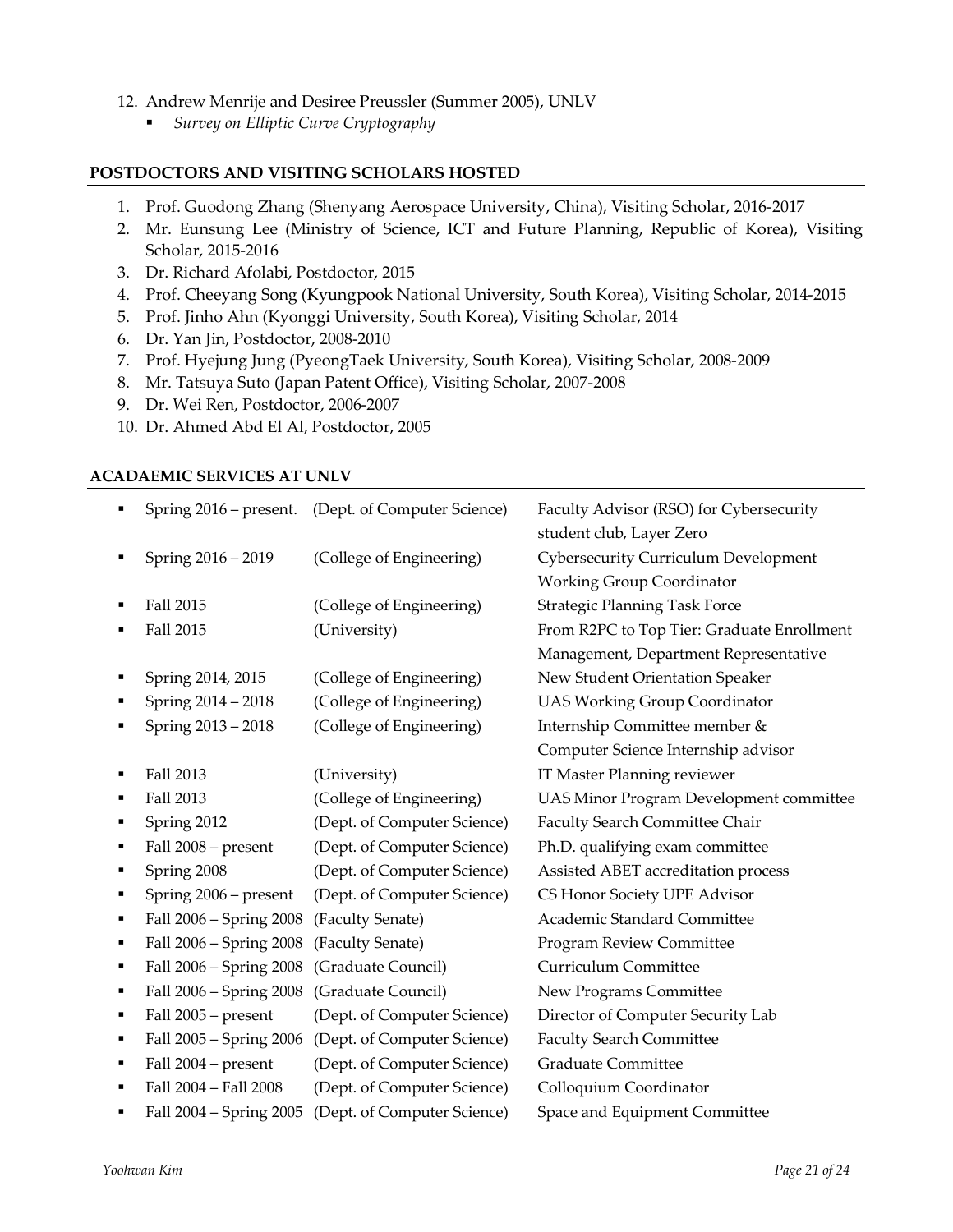12. Andrew Menrije and Desiree Preussler (Summer 2005), UNLV
    - *Survey on Elliptic Curve Cryptography*

## POSTDOCTORS AND VISITING SCHOLARS HOSTED

1. Prof. Guodong Zhang (Shenyang Aerospace University, China), Visiting Scholar, 2016-2017
2. Mr. Eunsung Lee (Ministry of Science, ICT and Future Planning, Republic of Korea), Visiting Scholar, 2015-2016
3. Dr. Richard Afolabi, Postdoctor, 2015
4. Prof. Cheeyang Song (Kyungpook National University, South Korea), Visiting Scholar, 2014-2015
5. Prof. Jinho Ahn (Kyonggi University, South Korea), Visiting Scholar, 2014
6. Dr. Yan Jin, Postdoctor, 2008-2010
7. Prof. Hyejung Jung (PyeongTaek University, South Korea), Visiting Scholar, 2008-2009
8. Mr. Tatsuya Suto (Japan Patent Office), Visiting Scholar, 2007-2008
9. Dr. Wei Ren, Postdoctor, 2006-2007
10. Dr. Ahmed Abd El Al, Postdoctor, 2005

## ACADAEMIC SERVICES AT UNLV

- Spring 2016 – present. (Dept. of Computer Science) Faculty Advisor (RSO) for Cybersecurity student club, Layer Zero
- Spring 2016 – 2019 (College of Engineering) Cybersecurity Curriculum Development Working Group Coordinator
- Fall 2015 (College of Engineering) Strategic Planning Task Force
- Fall 2015 (University) From R2PC to Top Tier: Graduate Enrollment Management, Department Representative
- Spring 2014, 2015 (College of Engineering) New Student Orientation Speaker
- Spring 2014 – 2018 (College of Engineering) UAS Working Group Coordinator
- Spring 2013 – 2018 (College of Engineering) Internship Committee member & Computer Science Internship advisor
- Fall 2013 (University) IT Master Planning reviewer
- Fall 2013 (College of Engineering) UAS Minor Program Development committee
- Spring 2012 (Dept. of Computer Science) Faculty Search Committee Chair
- Fall 2008 – present (Dept. of Computer Science) Ph.D. qualifying exam committee
- Spring 2008 (Dept. of Computer Science) Assisted ABET accreditation process
- Spring 2006 – present (Dept. of Computer Science) CS Honor Society UPE Advisor
- Fall 2006 – Spring 2008 (Faculty Senate) Academic Standard Committee
- Fall 2006 – Spring 2008 (Faculty Senate) Program Review Committee
- Fall 2006 – Spring 2008 (Graduate Council) Curriculum Committee
- Fall 2006 – Spring 2008 (Graduate Council) New Programs Committee
- Fall 2005 – present (Dept. of Computer Science) Director of Computer Security Lab
- Fall 2005 – Spring 2006 (Dept. of Computer Science) Faculty Search Committee
- Fall 2004 – present (Dept. of Computer Science) Graduate Committee
- Fall 2004 – Fall 2008 (Dept. of Computer Science) Colloquium Coordinator
- Fall 2004 – Spring 2005 (Dept. of Computer Science) Space and Equipment Committee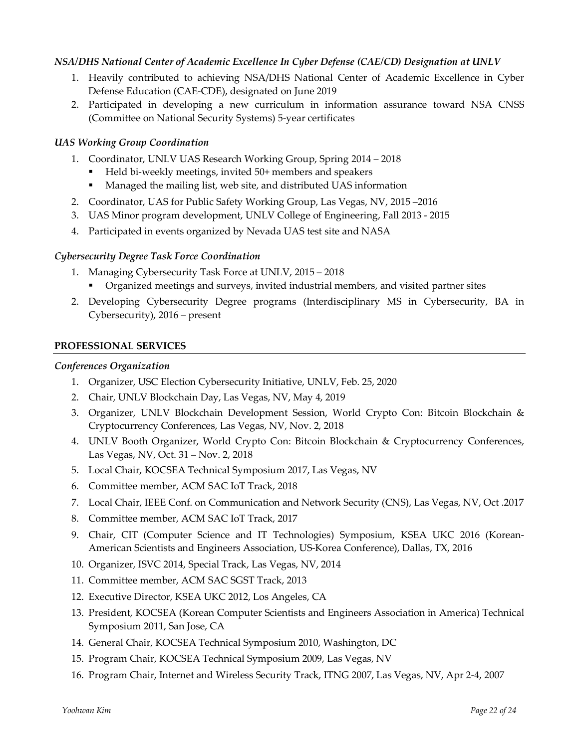*NSA/DHS National Center of Academic Excellence In Cyber Defense (CAE/CD) Designation at UNLV*

1. Heavily contributed to achieving NSA/DHS National Center of Academic Excellence in Cyber Defense Education (CAE-CDE), designated on June 2019
2. Participated in developing a new curriculum in information assurance toward NSA CNSS (Committee on National Security Systems) 5-year certificates

*UAS Working Group Coordination*

1. Coordinator, UNLV UAS Research Working Group, Spring 2014 – 2018
   - Held bi-weekly meetings, invited 50+ members and speakers
   - Managed the mailing list, web site, and distributed UAS information
2. Coordinator, UAS for Public Safety Working Group, Las Vegas, NV, 2015 –2016
3. UAS Minor program development, UNLV College of Engineering, Fall 2013 - 2015
4. Participated in events organized by Nevada UAS test site and NASA

*Cybersecurity Degree Task Force Coordination*

1. Managing Cybersecurity Task Force at UNLV, 2015 – 2018
   - Organized meetings and surveys, invited industrial members, and visited partner sites
2. Developing Cybersecurity Degree programs (Interdisciplinary MS in Cybersecurity, BA in Cybersecurity), 2016 – present

## PROFESSIONAL SERVICES

*Conferences Organization*

1. Organizer, USC Election Cybersecurity Initiative, UNLV, Feb. 25, 2020
2. Chair, UNLV Blockchain Day, Las Vegas, NV, May 4, 2019
3. Organizer, UNLV Blockchain Development Session, World Crypto Con: Bitcoin Blockchain & Cryptocurrency Conferences, Las Vegas, NV, Nov. 2, 2018
4. UNLV Booth Organizer, World Crypto Con: Bitcoin Blockchain & Cryptocurrency Conferences, Las Vegas, NV, Oct. 31 – Nov. 2, 2018
5. Local Chair, KOCSEA Technical Symposium 2017, Las Vegas, NV
6. Committee member, ACM SAC IoT Track, 2018
7. Local Chair, IEEE Conf. on Communication and Network Security (CNS), Las Vegas, NV, Oct .2017
8. Committee member, ACM SAC IoT Track, 2017
9. Chair, CIT (Computer Science and IT Technologies) Symposium, KSEA UKC 2016 (Korean-American Scientists and Engineers Association, US-Korea Conference), Dallas, TX, 2016
10. Organizer, ISVC 2014, Special Track, Las Vegas, NV, 2014
11. Committee member, ACM SAC SGST Track, 2013
12. Executive Director, KSEA UKC 2012, Los Angeles, CA
13. President, KOCSEA (Korean Computer Scientists and Engineers Association in America) Technical Symposium 2011, San Jose, CA
14. General Chair, KOCSEA Technical Symposium 2010, Washington, DC
15. Program Chair, KOCSEA Technical Symposium 2009, Las Vegas, NV
16. Program Chair, Internet and Wireless Security Track, ITNG 2007, Las Vegas, NV, Apr 2-4, 2007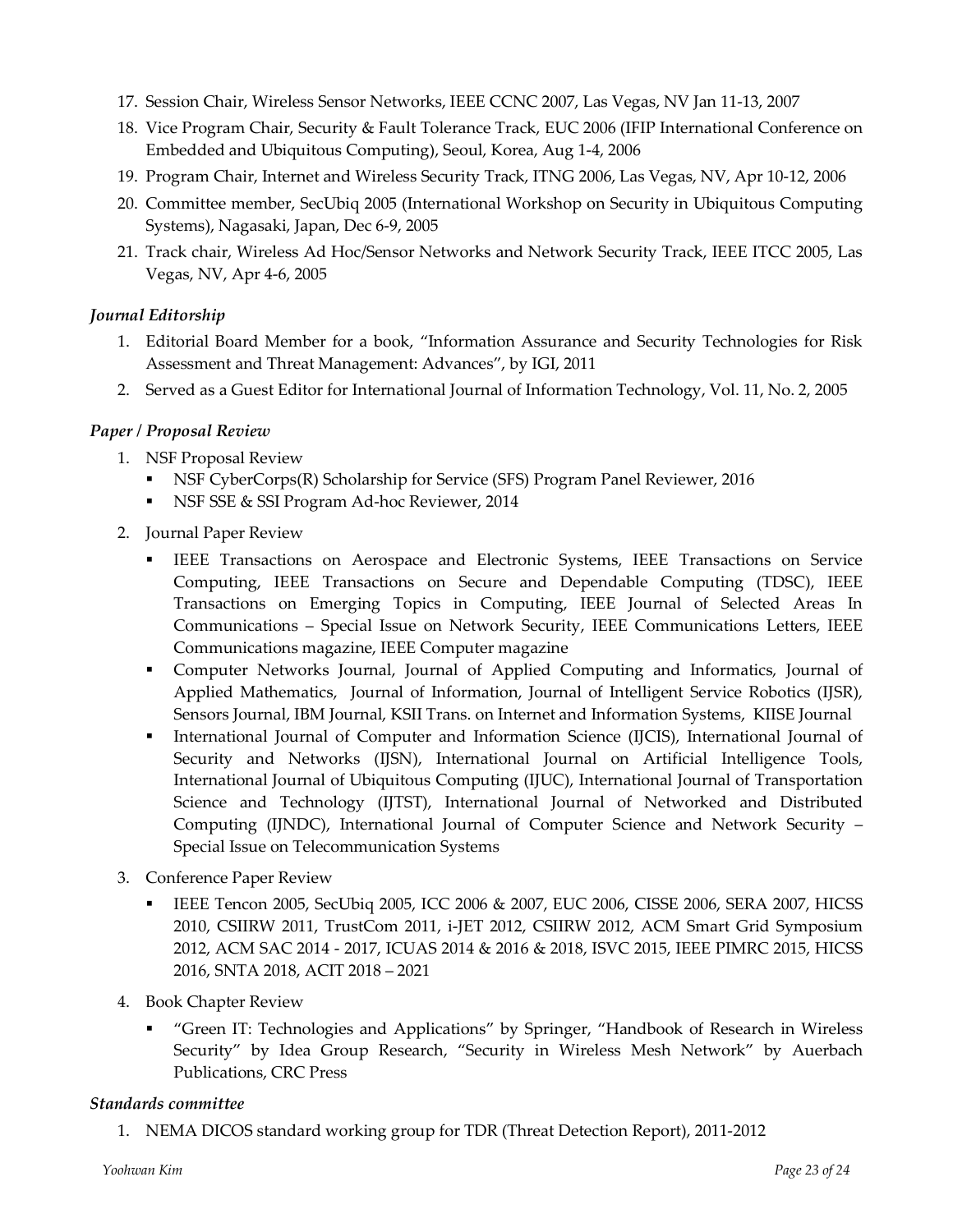17. Session Chair, Wireless Sensor Networks, IEEE CCNC 2007, Las Vegas, NV Jan 11-13, 2007
18. Vice Program Chair, Security & Fault Tolerance Track, EUC 2006 (IFIP International Conference on Embedded and Ubiquitous Computing), Seoul, Korea, Aug 1-4, 2006
19. Program Chair, Internet and Wireless Security Track, ITNG 2006, Las Vegas, NV, Apr 10-12, 2006
20. Committee member, SecUbiq 2005 (International Workshop on Security in Ubiquitous Computing Systems), Nagasaki, Japan, Dec 6-9, 2005
21. Track chair, Wireless Ad Hoc/Sensor Networks and Network Security Track, IEEE ITCC 2005, Las Vegas, NV, Apr 4-6, 2005

*Journal Editorship*

1. Editorial Board Member for a book, "Information Assurance and Security Technologies for Risk Assessment and Threat Management: Advances", by IGI, 2011
2. Served as a Guest Editor for International Journal of Information Technology, Vol. 11, No. 2, 2005

*Paper / Proposal Review*

1. NSF Proposal Review
   - NSF CyberCorps(R) Scholarship for Service (SFS) Program Panel Reviewer, 2016
   - NSF SSE & SSI Program Ad-hoc Reviewer, 2014
2. Journal Paper Review
   - IEEE Transactions on Aerospace and Electronic Systems, IEEE Transactions on Service Computing, IEEE Transactions on Secure and Dependable Computing (TDSC), IEEE Transactions on Emerging Topics in Computing, IEEE Journal of Selected Areas In Communications – Special Issue on Network Security, IEEE Communications Letters, IEEE Communications magazine, IEEE Computer magazine
   - Computer Networks Journal, Journal of Applied Computing and Informatics, Journal of Applied Mathematics, Journal of Information, Journal of Intelligent Service Robotics (IJSR), Sensors Journal, IBM Journal, KSII Trans. on Internet and Information Systems, KIISE Journal
   - International Journal of Computer and Information Science (IJCIS), International Journal of Security and Networks (IJSN), International Journal on Artificial Intelligence Tools, International Journal of Ubiquitous Computing (IJUC), International Journal of Transportation Science and Technology (IJTST), International Journal of Networked and Distributed Computing (IJNDC), International Journal of Computer Science and Network Security – Special Issue on Telecommunication Systems
3. Conference Paper Review
   - IEEE Tencon 2005, SecUbiq 2005, ICC 2006 & 2007, EUC 2006, CISSE 2006, SERA 2007, HICSS 2010, CSIIRW 2011, TrustCom 2011, i-JET 2012, CSIIRW 2012, ACM Smart Grid Symposium 2012, ACM SAC 2014 - 2017, ICUAS 2014 & 2016 & 2018, ISVC 2015, IEEE PIMRC 2015, HICSS 2016, SNTA 2018, ACIT 2018 – 2021
4. Book Chapter Review
   - "Green IT: Technologies and Applications" by Springer, "Handbook of Research in Wireless Security" by Idea Group Research, "Security in Wireless Mesh Network" by Auerbach Publications, CRC Press

*Standards committee*

1. NEMA DICOS standard working group for TDR (Threat Detection Report), 2011-2012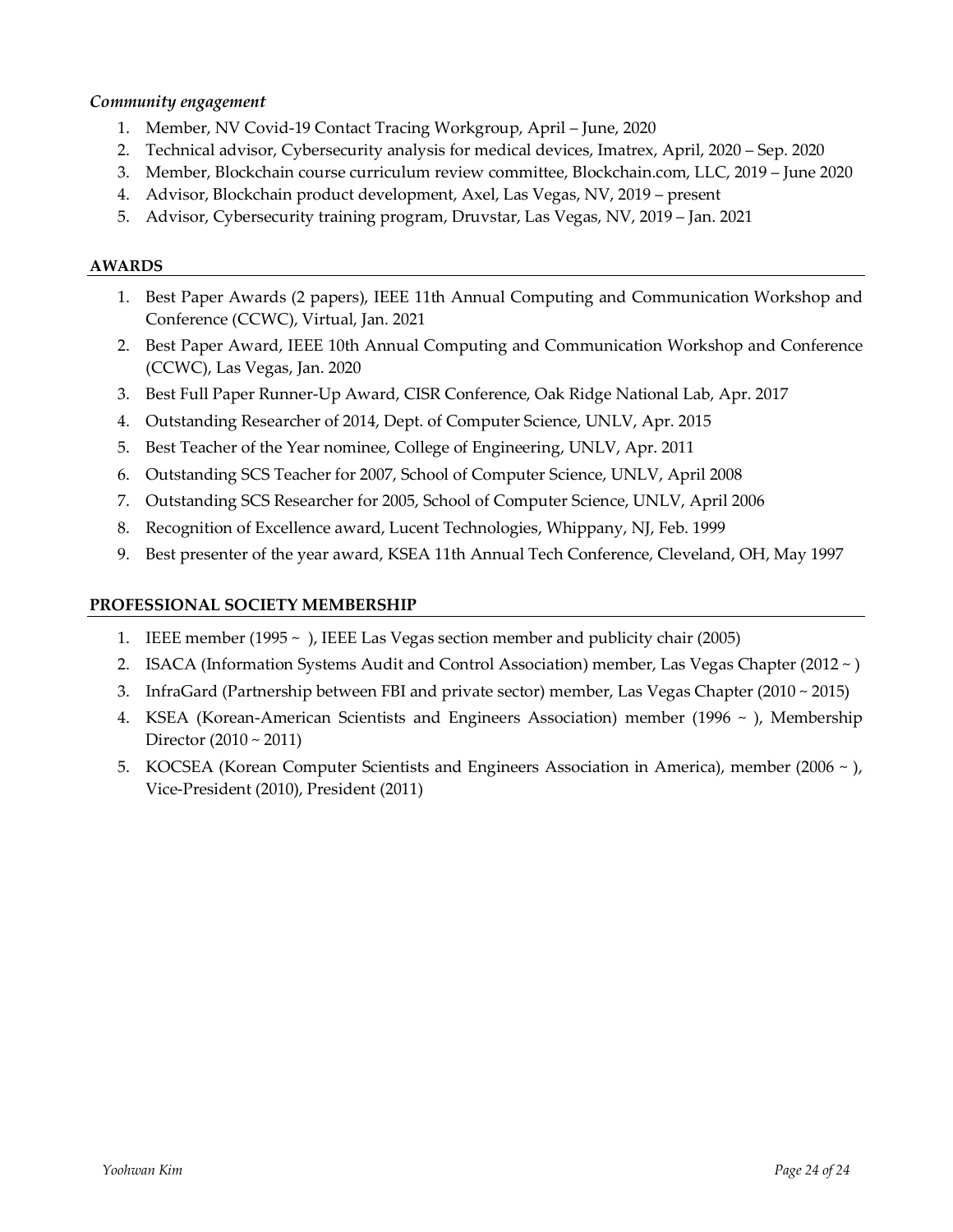*Community engagement*

1. Member, NV Covid-19 Contact Tracing Workgroup, April – June, 2020
2. Technical advisor, Cybersecurity analysis for medical devices, Imatrex, April, 2020 – Sep. 2020
3. Member, Blockchain course curriculum review committee, Blockchain.com, LLC, 2019 – June 2020
4. Advisor, Blockchain product development, Axel, Las Vegas, NV, 2019 – present
5. Advisor, Cybersecurity training program, Druvstar, Las Vegas, NV, 2019 – Jan. 2021

## AWARDS

1. Best Paper Awards (2 papers), IEEE 11th Annual Computing and Communication Workshop and Conference (CCWC), Virtual, Jan. 2021
2. Best Paper Award, IEEE 10th Annual Computing and Communication Workshop and Conference (CCWC), Las Vegas, Jan. 2020
3. Best Full Paper Runner-Up Award, CISR Conference, Oak Ridge National Lab, Apr. 2017
4. Outstanding Researcher of 2014, Dept. of Computer Science, UNLV, Apr. 2015
5. Best Teacher of the Year nominee, College of Engineering, UNLV, Apr. 2011
6. Outstanding SCS Teacher for 2007, School of Computer Science, UNLV, April 2008
7. Outstanding SCS Researcher for 2005, School of Computer Science, UNLV, April 2006
8. Recognition of Excellence award, Lucent Technologies, Whippany, NJ, Feb. 1999
9. Best presenter of the year award, KSEA 11th Annual Tech Conference, Cleveland, OH, May 1997

## PROFESSIONAL SOCIETY MEMBERSHIP

1. IEEE member (1995 ~ ), IEEE Las Vegas section member and publicity chair (2005)
2. ISACA (Information Systems Audit and Control Association) member, Las Vegas Chapter (2012 ~ )
3. InfraGard (Partnership between FBI and private sector) member, Las Vegas Chapter (2010 ~ 2015)
4. KSEA (Korean-American Scientists and Engineers Association) member (1996 ~ ), Membership Director (2010 ~ 2011)
5. KOCSEA (Korean Computer Scientists and Engineers Association in America), member (2006 ~ ), Vice-President (2010), President (2011)